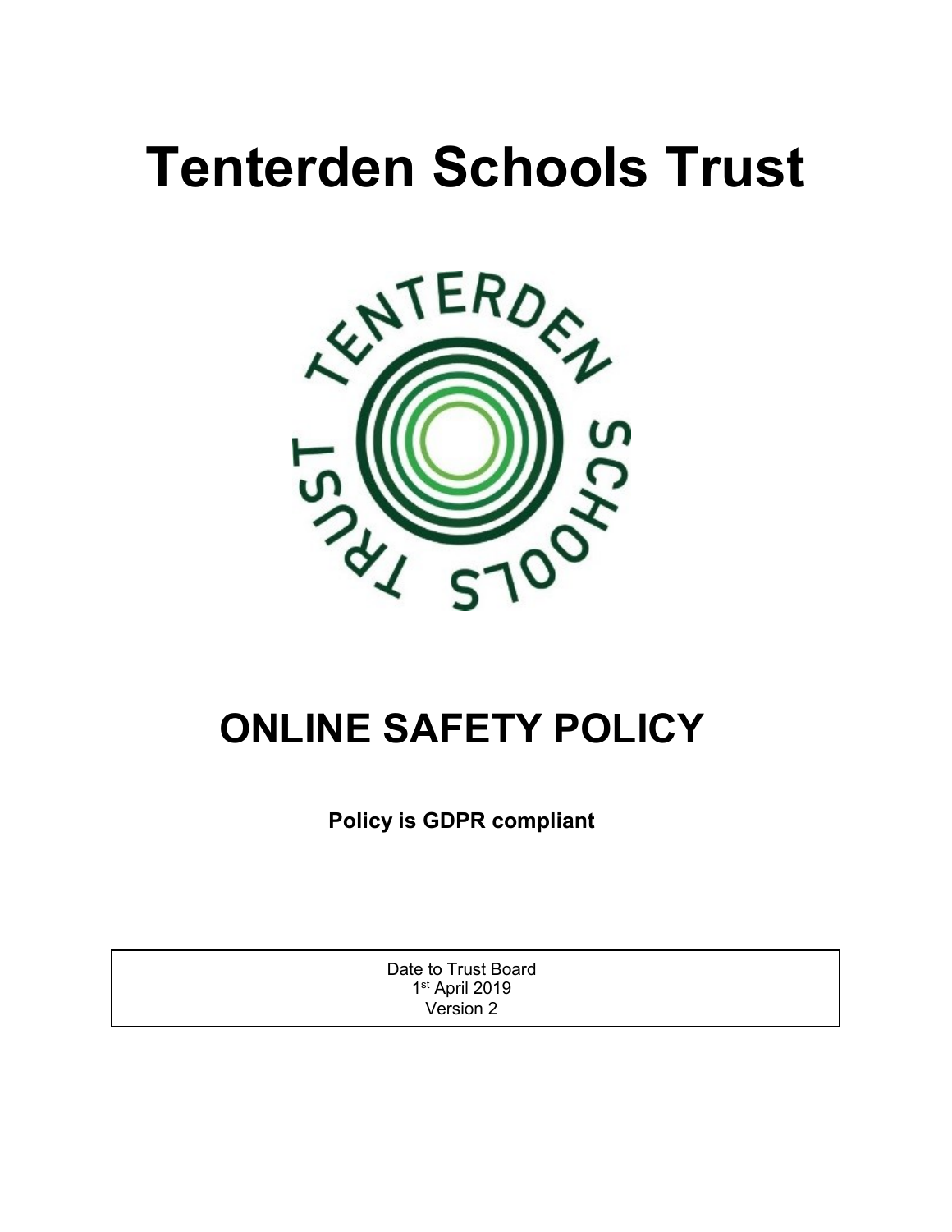# Tenterden Schools Trust

# ONLINE SAFETY POLICY

**Policy is GDPR compliant**

| |
|---|
| Date to Trust Board<br>1st April 2019<br>Version 2 |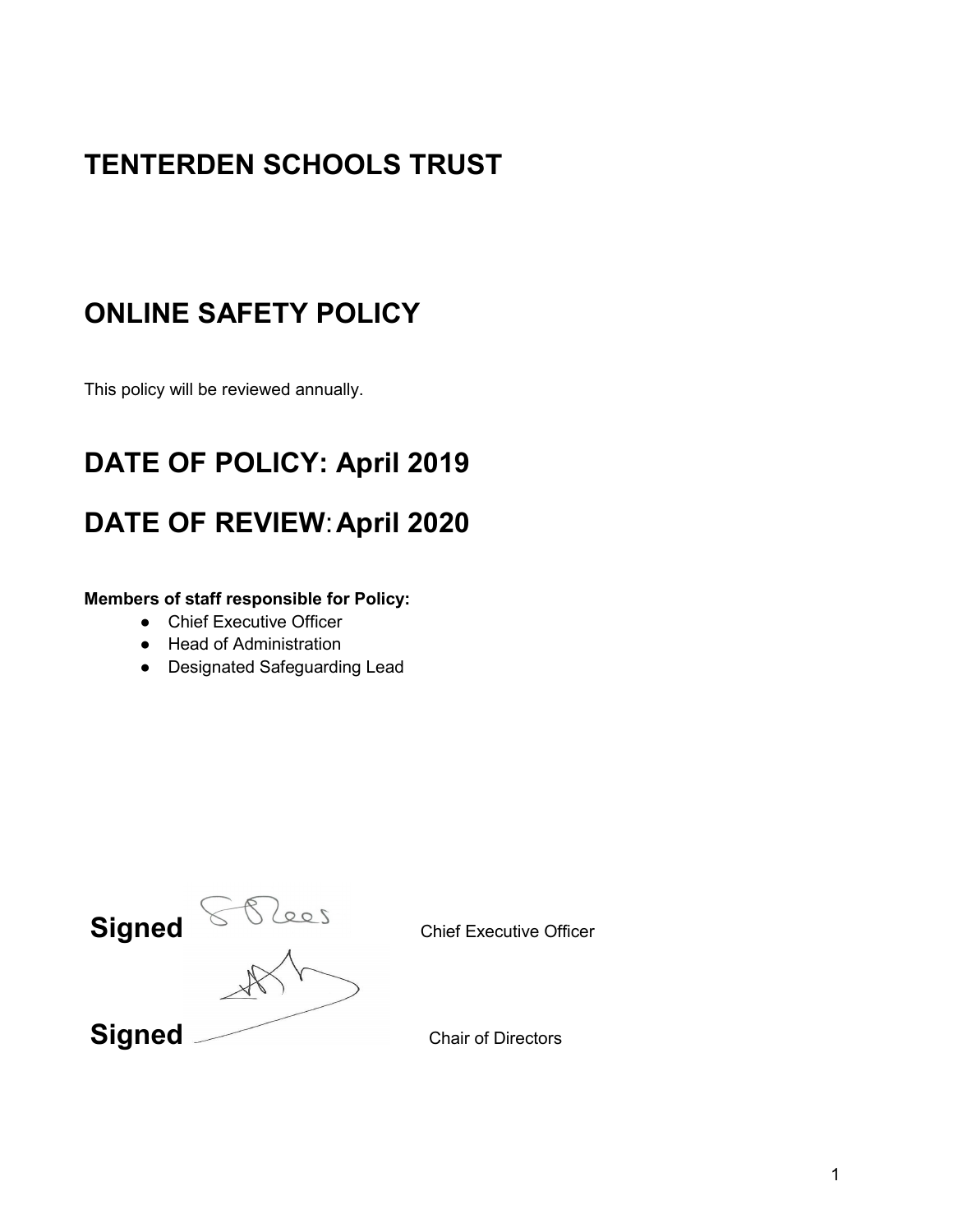# TENTERDEN SCHOOLS TRUST

# ONLINE SAFETY POLICY

This policy will be reviewed annually.

## DATE OF POLICY: April 2019

## DATE OF REVIEW: April 2020

**Members of staff responsible for Policy:**

- Chief Executive Officer
- Head of Administration
- Designated Safeguarding Lead

**Signed** Chief Executive Officer

**Signed** Chair of Directors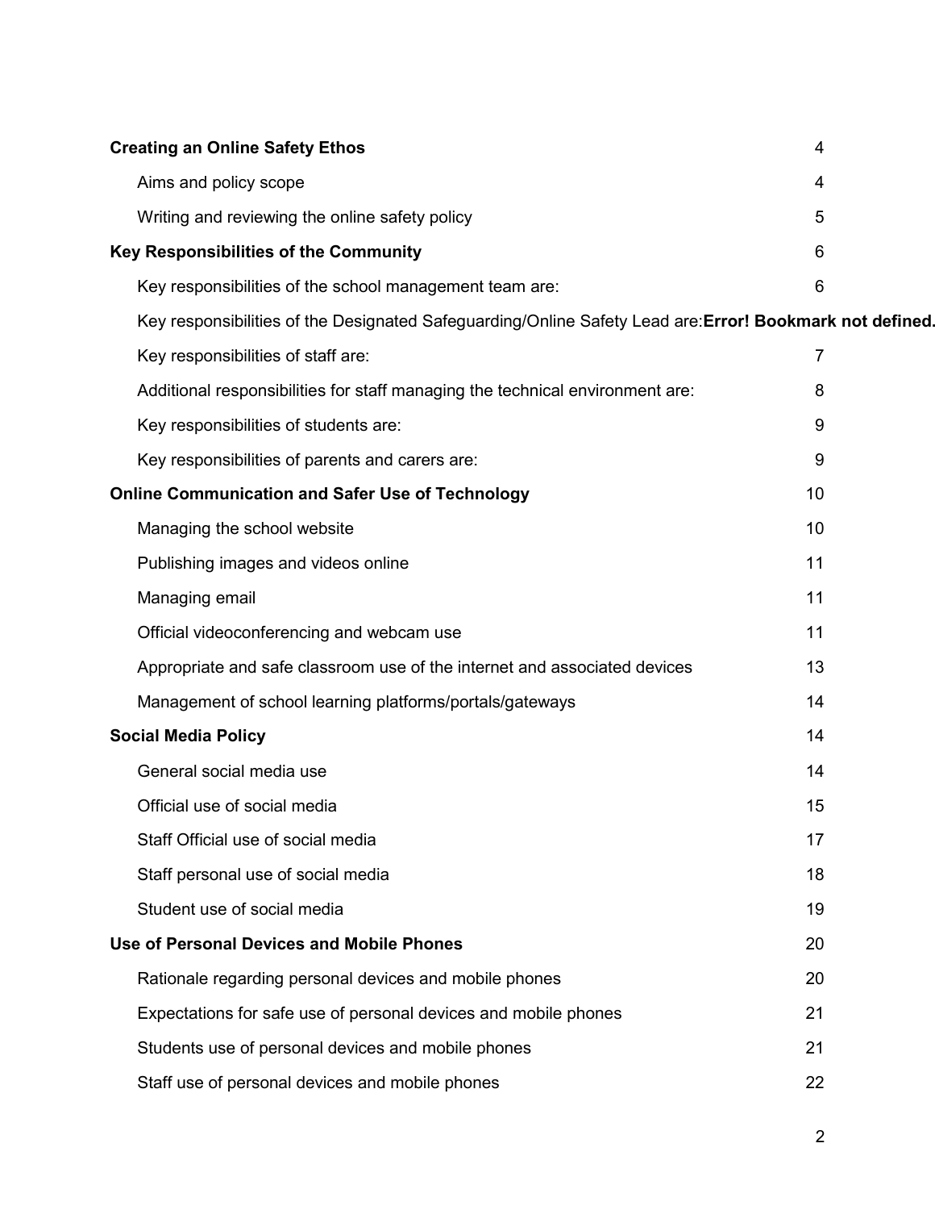| | |
|---|---|
| **Creating an Online Safety Ethos** | 4 |
| Aims and policy scope | 4 |
| Writing and reviewing the online safety policy | 5 |
| **Key Responsibilities of the Community** | 6 |
| Key responsibilities of the school management team are: | 6 |
| Key responsibilities of the Designated Safeguarding/Online Safety Lead are: | **Error! Bookmark not defined.** |
| Key responsibilities of staff are: | 7 |
| Additional responsibilities for staff managing the technical environment are: | 8 |
| Key responsibilities of students are: | 9 |
| Key responsibilities of parents and carers are: | 9 |
| **Online Communication and Safer Use of Technology** | 10 |
| Managing the school website | 10 |
| Publishing images and videos online | 11 |
| Managing email | 11 |
| Official videoconferencing and webcam use | 11 |
| Appropriate and safe classroom use of the internet and associated devices | 13 |
| Management of school learning platforms/portals/gateways | 14 |
| **Social Media Policy** | 14 |
| General social media use | 14 |
| Official use of social media | 15 |
| Staff Official use of social media | 17 |
| Staff personal use of social media | 18 |
| Student use of social media | 19 |
| **Use of Personal Devices and Mobile Phones** | 20 |
| Rationale regarding personal devices and mobile phones | 20 |
| Expectations for safe use of personal devices and mobile phones | 21 |
| Students use of personal devices and mobile phones | 21 |
| Staff use of personal devices and mobile phones | 22 |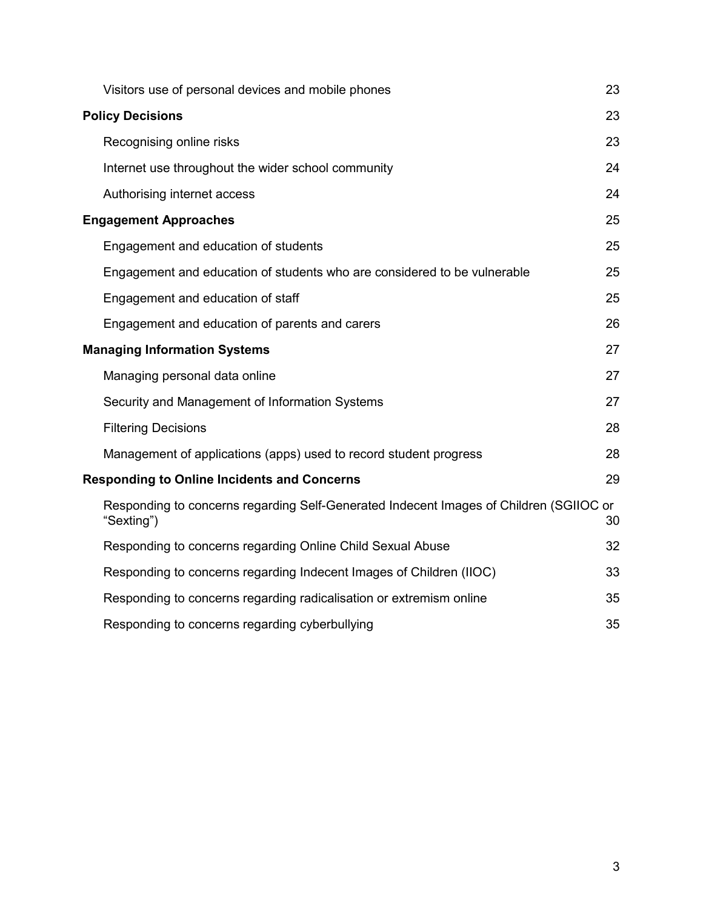| | |
|---|---|
| Visitors use of personal devices and mobile phones | 23 |
| **Policy Decisions** | 23 |
| Recognising online risks | 23 |
| Internet use throughout the wider school community | 24 |
| Authorising internet access | 24 |
| **Engagement Approaches** | 25 |
| Engagement and education of students | 25 |
| Engagement and education of students who are considered to be vulnerable | 25 |
| Engagement and education of staff | 25 |
| Engagement and education of parents and carers | 26 |
| **Managing Information Systems** | 27 |
| Managing personal data online | 27 |
| Security and Management of Information Systems | 27 |
| Filtering Decisions | 28 |
| Management of applications (apps) used to record student progress | 28 |
| **Responding to Online Incidents and Concerns** | 29 |
| Responding to concerns regarding Self-Generated Indecent Images of Children (SGIIOC or "Sexting") | 30 |
| Responding to concerns regarding Online Child Sexual Abuse | 32 |
| Responding to concerns regarding Indecent Images of Children (IIOC) | 33 |
| Responding to concerns regarding radicalisation or extremism online | 35 |
| Responding to concerns regarding cyberbullying | 35 |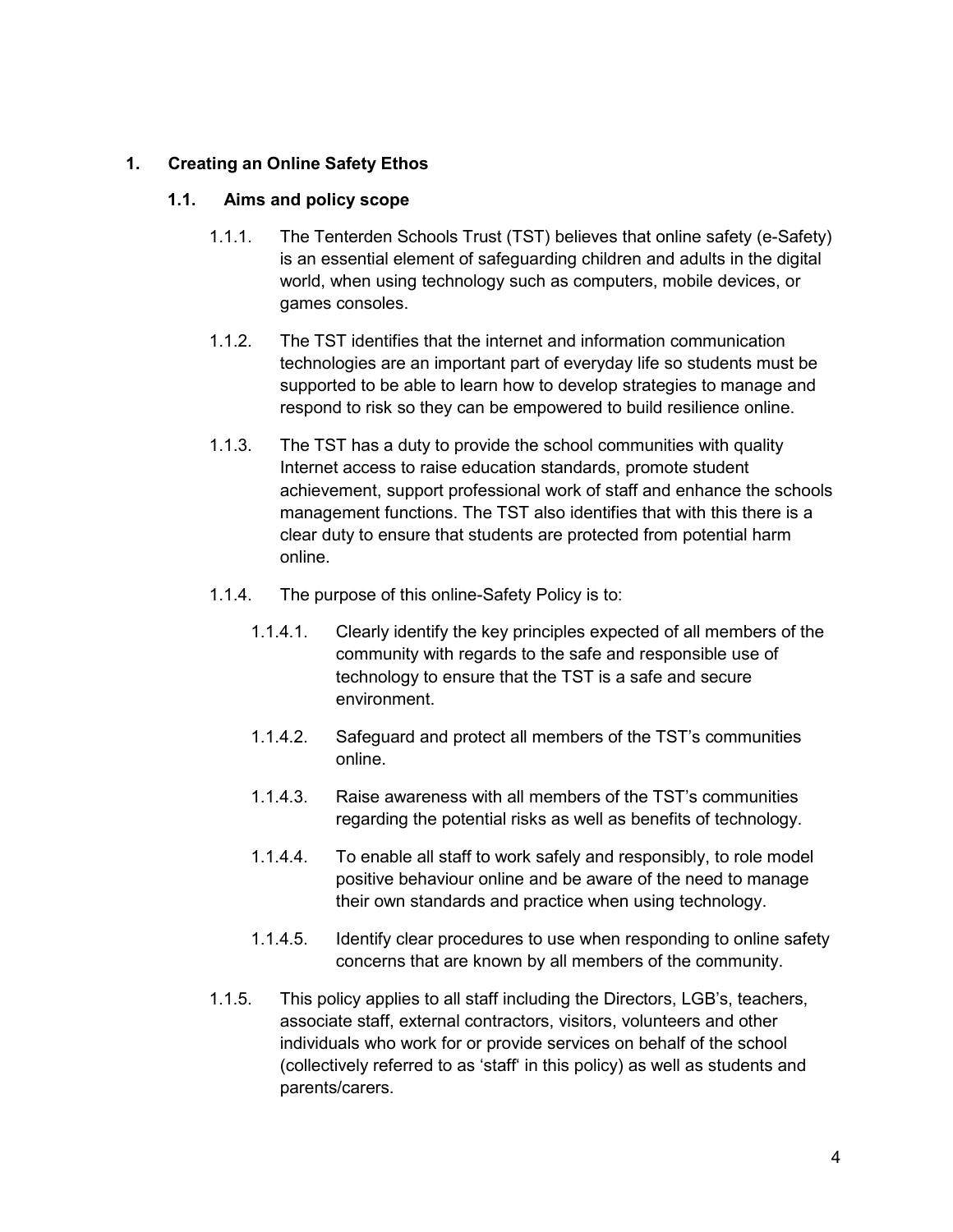# 1. Creating an Online Safety Ethos

## 1.1. Aims and policy scope

1.1.1. The Tenterden Schools Trust (TST) believes that online safety (e-Safety) is an essential element of safeguarding children and adults in the digital world, when using technology such as computers, mobile devices, or games consoles.

1.1.2. The TST identifies that the internet and information communication technologies are an important part of everyday life so students must be supported to be able to learn how to develop strategies to manage and respond to risk so they can be empowered to build resilience online.

1.1.3. The TST has a duty to provide the school communities with quality Internet access to raise education standards, promote student achievement, support professional work of staff and enhance the schools management functions. The TST also identifies that with this there is a clear duty to ensure that students are protected from potential harm online.

1.1.4. The purpose of this online-Safety Policy is to:

1.1.4.1. Clearly identify the key principles expected of all members of the community with regards to the safe and responsible use of technology to ensure that the TST is a safe and secure environment.

1.1.4.2. Safeguard and protect all members of the TST's communities online.

1.1.4.3. Raise awareness with all members of the TST's communities regarding the potential risks as well as benefits of technology.

1.1.4.4. To enable all staff to work safely and responsibly, to role model positive behaviour online and be aware of the need to manage their own standards and practice when using technology.

1.1.4.5. Identify clear procedures to use when responding to online safety concerns that are known by all members of the community.

1.1.5. This policy applies to all staff including the Directors, LGB's, teachers, associate staff, external contractors, visitors, volunteers and other individuals who work for or provide services on behalf of the school (collectively referred to as 'staff' in this policy) as well as students and parents/carers.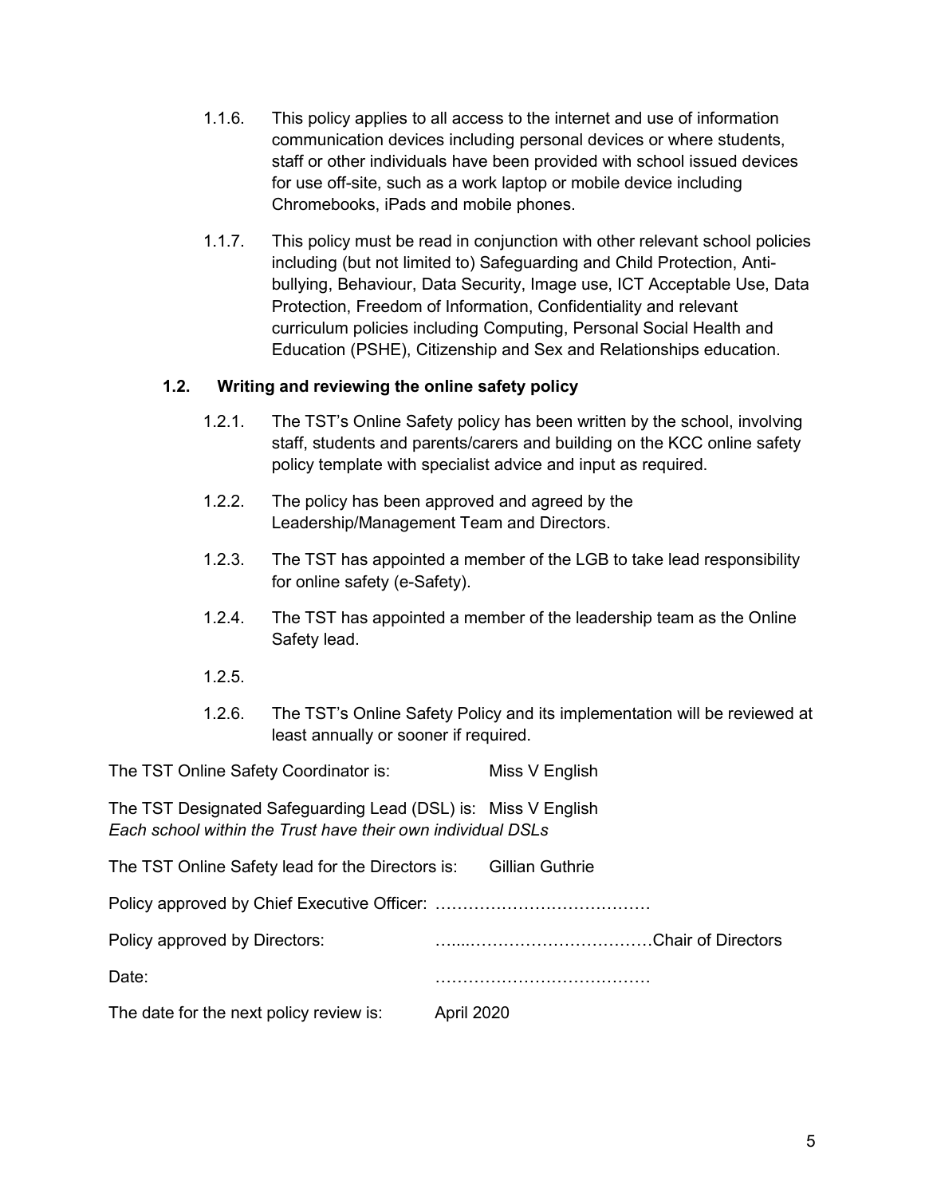1.1.6. This policy applies to all access to the internet and use of information communication devices including personal devices or where students, staff or other individuals have been provided with school issued devices for use off-site, such as a work laptop or mobile device including Chromebooks, iPads and mobile phones.

1.1.7. This policy must be read in conjunction with other relevant school policies including (but not limited to) Safeguarding and Child Protection, Anti-bullying, Behaviour, Data Security, Image use, ICT Acceptable Use, Data Protection, Freedom of Information, Confidentiality and relevant curriculum policies including Computing, Personal Social Health and Education (PSHE), Citizenship and Sex and Relationships education.

### 1.2. Writing and reviewing the online safety policy

1.2.1. The TST's Online Safety policy has been written by the school, involving staff, students and parents/carers and building on the KCC online safety policy template with specialist advice and input as required.

1.2.2. The policy has been approved and agreed by the Leadership/Management Team and Directors.

1.2.3. The TST has appointed a member of the LGB to take lead responsibility for online safety (e-Safety).

1.2.4. The TST has appointed a member of the leadership team as the Online Safety lead.

1.2.5.

1.2.6. The TST's Online Safety Policy and its implementation will be reviewed at least annually or sooner if required.

The TST Online Safety Coordinator is: Miss V English

The TST Designated Safeguarding Lead (DSL) is: Miss V English
*Each school within the Trust have their own individual DSLs*

The TST Online Safety lead for the Directors is: Gillian Guthrie

Policy approved by Chief Executive Officer: …………………………………

Policy approved by Directors: ….....……………………………Chair of Directors

Date: …………………………………

The date for the next policy review is: April 2020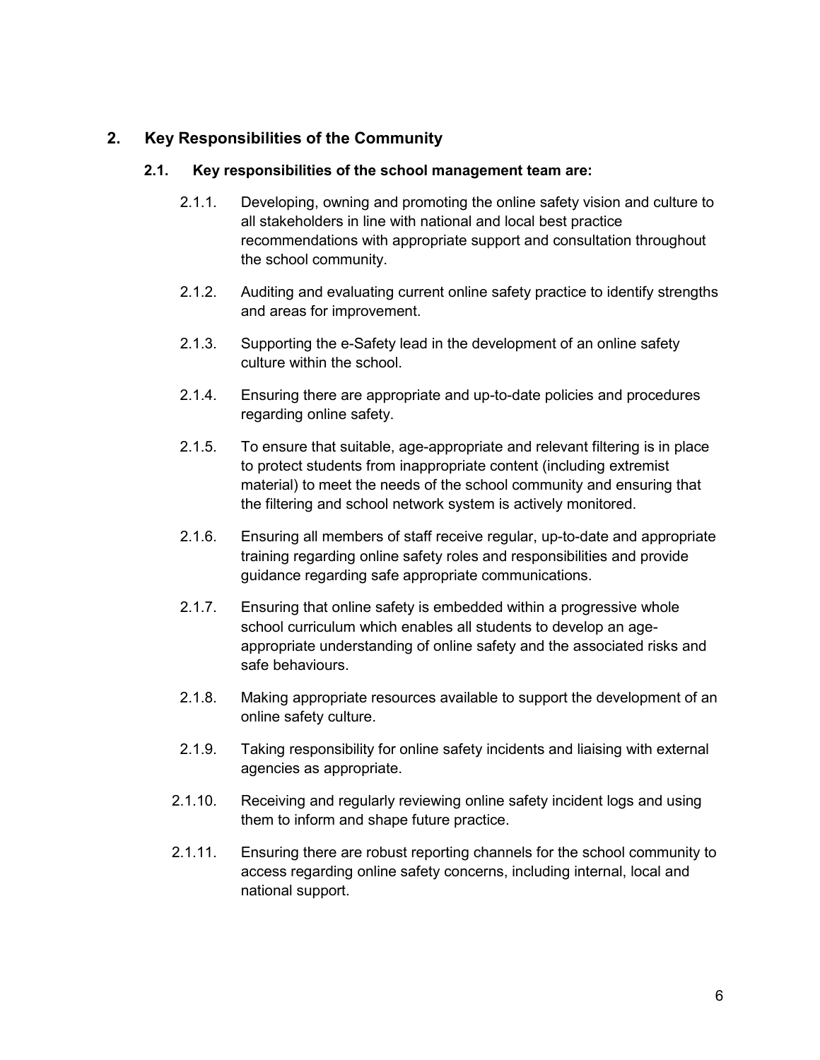## 2. Key Responsibilities of the Community

### 2.1. Key responsibilities of the school management team are:

2.1.1. Developing, owning and promoting the online safety vision and culture to all stakeholders in line with national and local best practice recommendations with appropriate support and consultation throughout the school community.

2.1.2. Auditing and evaluating current online safety practice to identify strengths and areas for improvement.

2.1.3. Supporting the e-Safety lead in the development of an online safety culture within the school.

2.1.4. Ensuring there are appropriate and up-to-date policies and procedures regarding online safety.

2.1.5. To ensure that suitable, age-appropriate and relevant filtering is in place to protect students from inappropriate content (including extremist material) to meet the needs of the school community and ensuring that the filtering and school network system is actively monitored.

2.1.6. Ensuring all members of staff receive regular, up-to-date and appropriate training regarding online safety roles and responsibilities and provide guidance regarding safe appropriate communications.

2.1.7. Ensuring that online safety is embedded within a progressive whole school curriculum which enables all students to develop an age-appropriate understanding of online safety and the associated risks and safe behaviours.

2.1.8. Making appropriate resources available to support the development of an online safety culture.

2.1.9. Taking responsibility for online safety incidents and liaising with external agencies as appropriate.

2.1.10. Receiving and regularly reviewing online safety incident logs and using them to inform and shape future practice.

2.1.11. Ensuring there are robust reporting channels for the school community to access regarding online safety concerns, including internal, local and national support.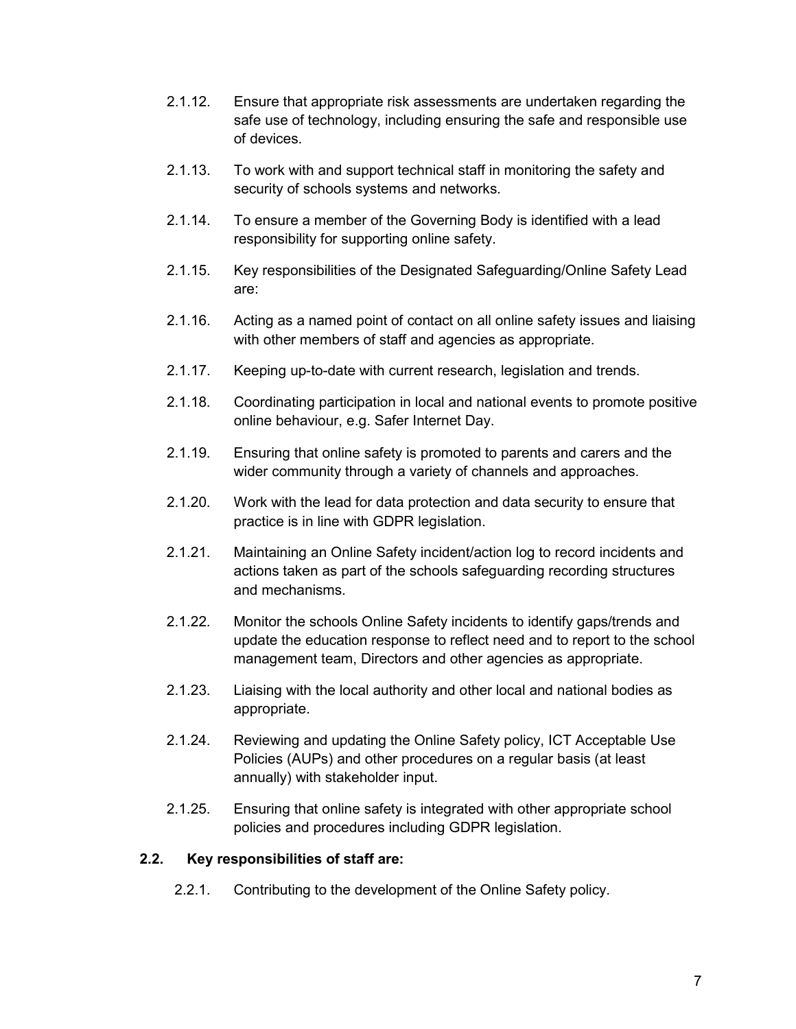2.1.12. Ensure that appropriate risk assessments are undertaken regarding the safe use of technology, including ensuring the safe and responsible use of devices.

2.1.13. To work with and support technical staff in monitoring the safety and security of schools systems and networks.

2.1.14. To ensure a member of the Governing Body is identified with a lead responsibility for supporting online safety.

2.1.15. Key responsibilities of the Designated Safeguarding/Online Safety Lead are:

2.1.16. Acting as a named point of contact on all online safety issues and liaising with other members of staff and agencies as appropriate.

2.1.17. Keeping up-to-date with current research, legislation and trends.

2.1.18. Coordinating participation in local and national events to promote positive online behaviour, e.g. Safer Internet Day.

2.1.19. Ensuring that online safety is promoted to parents and carers and the wider community through a variety of channels and approaches.

2.1.20. Work with the lead for data protection and data security to ensure that practice is in line with GDPR legislation.

2.1.21. Maintaining an Online Safety incident/action log to record incidents and actions taken as part of the schools safeguarding recording structures and mechanisms.

2.1.22. Monitor the schools Online Safety incidents to identify gaps/trends and update the education response to reflect need and to report to the school management team, Directors and other agencies as appropriate.

2.1.23. Liaising with the local authority and other local and national bodies as appropriate.

2.1.24. Reviewing and updating the Online Safety policy, ICT Acceptable Use Policies (AUPs) and other procedures on a regular basis (at least annually) with stakeholder input.

2.1.25. Ensuring that online safety is integrated with other appropriate school policies and procedures including GDPR legislation.

### 2.2. Key responsibilities of staff are:

2.2.1. Contributing to the development of the Online Safety policy.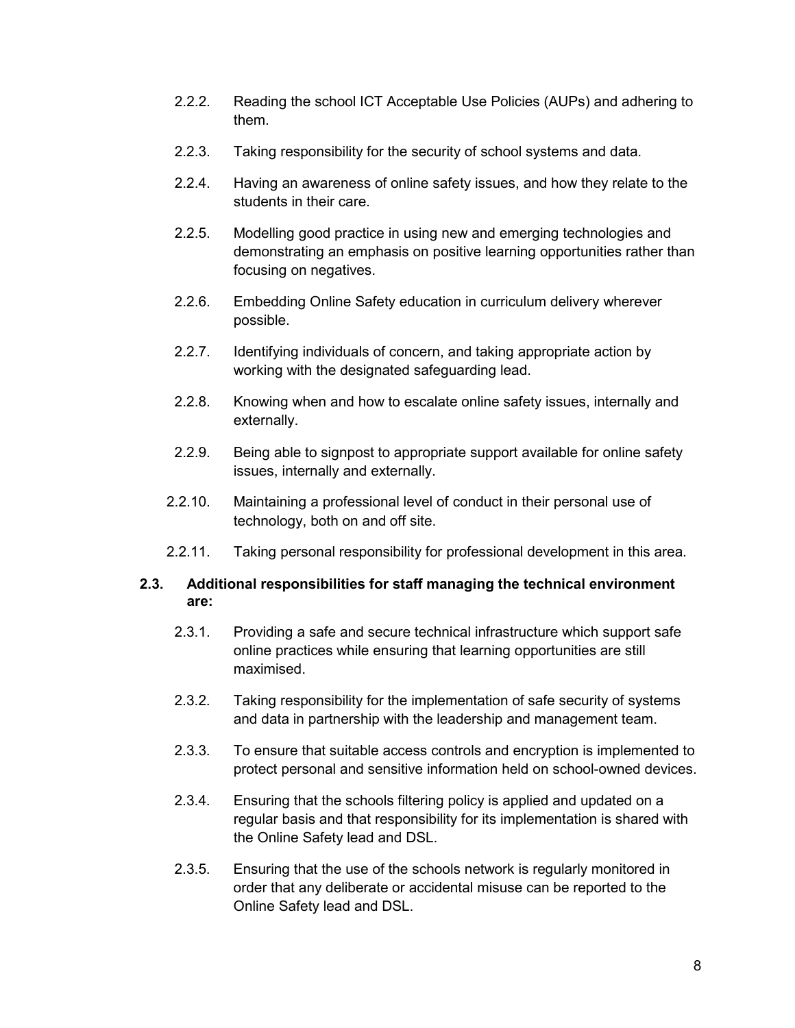2.2.2. Reading the school ICT Acceptable Use Policies (AUPs) and adhering to them.

2.2.3. Taking responsibility for the security of school systems and data.

2.2.4. Having an awareness of online safety issues, and how they relate to the students in their care.

2.2.5. Modelling good practice in using new and emerging technologies and demonstrating an emphasis on positive learning opportunities rather than focusing on negatives.

2.2.6. Embedding Online Safety education in curriculum delivery wherever possible.

2.2.7. Identifying individuals of concern, and taking appropriate action by working with the designated safeguarding lead.

2.2.8. Knowing when and how to escalate online safety issues, internally and externally.

2.2.9. Being able to signpost to appropriate support available for online safety issues, internally and externally.

2.2.10. Maintaining a professional level of conduct in their personal use of technology, both on and off site.

2.2.11. Taking personal responsibility for professional development in this area.

**2.3. Additional responsibilities for staff managing the technical environment are:**

2.3.1. Providing a safe and secure technical infrastructure which support safe online practices while ensuring that learning opportunities are still maximised.

2.3.2. Taking responsibility for the implementation of safe security of systems and data in partnership with the leadership and management team.

2.3.3. To ensure that suitable access controls and encryption is implemented to protect personal and sensitive information held on school-owned devices.

2.3.4. Ensuring that the schools filtering policy is applied and updated on a regular basis and that responsibility for its implementation is shared with the Online Safety lead and DSL.

2.3.5. Ensuring that the use of the schools network is regularly monitored in order that any deliberate or accidental misuse can be reported to the Online Safety lead and DSL.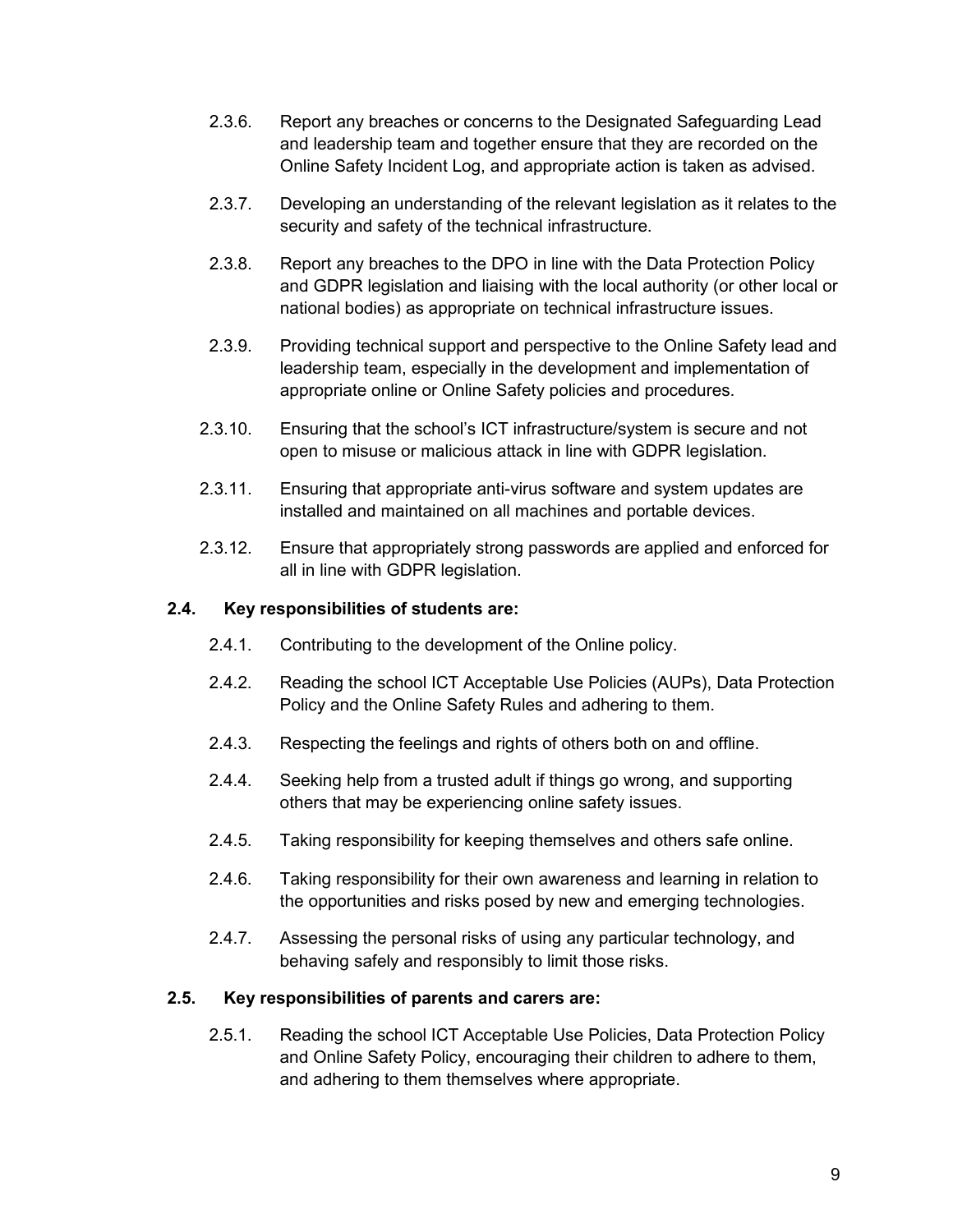2.3.6. Report any breaches or concerns to the Designated Safeguarding Lead and leadership team and together ensure that they are recorded on the Online Safety Incident Log, and appropriate action is taken as advised.

2.3.7. Developing an understanding of the relevant legislation as it relates to the security and safety of the technical infrastructure.

2.3.8. Report any breaches to the DPO in line with the Data Protection Policy and GDPR legislation and liaising with the local authority (or other local or national bodies) as appropriate on technical infrastructure issues.

2.3.9. Providing technical support and perspective to the Online Safety lead and leadership team, especially in the development and implementation of appropriate online or Online Safety policies and procedures.

2.3.10. Ensuring that the school's ICT infrastructure/system is secure and not open to misuse or malicious attack in line with GDPR legislation.

2.3.11. Ensuring that appropriate anti-virus software and system updates are installed and maintained on all machines and portable devices.

2.3.12. Ensure that appropriately strong passwords are applied and enforced for all in line with GDPR legislation.

**2.4. Key responsibilities of students are:**

2.4.1. Contributing to the development of the Online policy.

2.4.2. Reading the school ICT Acceptable Use Policies (AUPs), Data Protection Policy and the Online Safety Rules and adhering to them.

2.4.3. Respecting the feelings and rights of others both on and offline.

2.4.4. Seeking help from a trusted adult if things go wrong, and supporting others that may be experiencing online safety issues.

2.4.5. Taking responsibility for keeping themselves and others safe online.

2.4.6. Taking responsibility for their own awareness and learning in relation to the opportunities and risks posed by new and emerging technologies.

2.4.7. Assessing the personal risks of using any particular technology, and behaving safely and responsibly to limit those risks.

**2.5. Key responsibilities of parents and carers are:**

2.5.1. Reading the school ICT Acceptable Use Policies, Data Protection Policy and Online Safety Policy, encouraging their children to adhere to them, and adhering to them themselves where appropriate.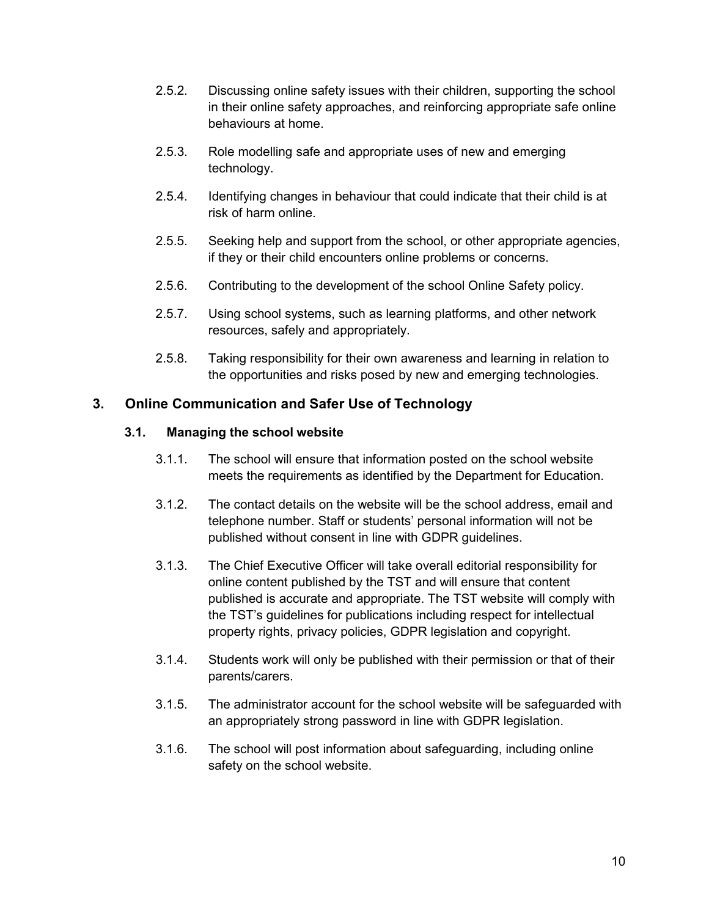2.5.2. Discussing online safety issues with their children, supporting the school in their online safety approaches, and reinforcing appropriate safe online behaviours at home.

2.5.3. Role modelling safe and appropriate uses of new and emerging technology.

2.5.4. Identifying changes in behaviour that could indicate that their child is at risk of harm online.

2.5.5. Seeking help and support from the school, or other appropriate agencies, if they or their child encounters online problems or concerns.

2.5.6. Contributing to the development of the school Online Safety policy.

2.5.7. Using school systems, such as learning platforms, and other network resources, safely and appropriately.

2.5.8. Taking responsibility for their own awareness and learning in relation to the opportunities and risks posed by new and emerging technologies.

## 3. Online Communication and Safer Use of Technology

### 3.1. Managing the school website

3.1.1. The school will ensure that information posted on the school website meets the requirements as identified by the Department for Education.

3.1.2. The contact details on the website will be the school address, email and telephone number. Staff or students' personal information will not be published without consent in line with GDPR guidelines.

3.1.3. The Chief Executive Officer will take overall editorial responsibility for online content published by the TST and will ensure that content published is accurate and appropriate. The TST website will comply with the TST's guidelines for publications including respect for intellectual property rights, privacy policies, GDPR legislation and copyright.

3.1.4. Students work will only be published with their permission or that of their parents/carers.

3.1.5. The administrator account for the school website will be safeguarded with an appropriately strong password in line with GDPR legislation.

3.1.6. The school will post information about safeguarding, including online safety on the school website.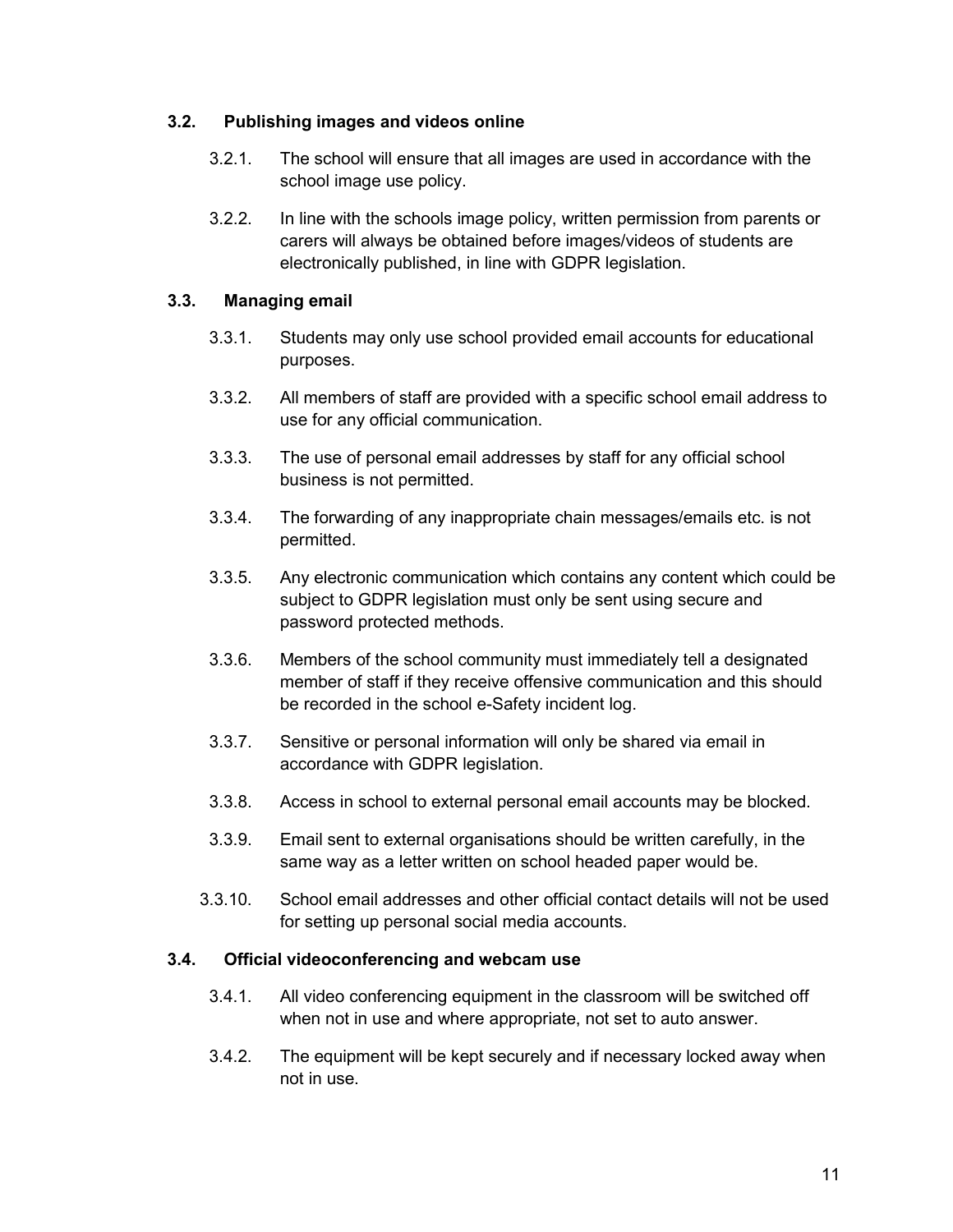### 3.2. Publishing images and videos online

3.2.1. The school will ensure that all images are used in accordance with the school image use policy.

3.2.2. In line with the schools image policy, written permission from parents or carers will always be obtained before images/videos of students are electronically published, in line with GDPR legislation.

### 3.3. Managing email

3.3.1. Students may only use school provided email accounts for educational purposes.

3.3.2. All members of staff are provided with a specific school email address to use for any official communication.

3.3.3. The use of personal email addresses by staff for any official school business is not permitted.

3.3.4. The forwarding of any inappropriate chain messages/emails etc. is not permitted.

3.3.5. Any electronic communication which contains any content which could be subject to GDPR legislation must only be sent using secure and password protected methods.

3.3.6. Members of the school community must immediately tell a designated member of staff if they receive offensive communication and this should be recorded in the school e-Safety incident log.

3.3.7. Sensitive or personal information will only be shared via email in accordance with GDPR legislation.

3.3.8. Access in school to external personal email accounts may be blocked.

3.3.9. Email sent to external organisations should be written carefully, in the same way as a letter written on school headed paper would be.

3.3.10. School email addresses and other official contact details will not be used for setting up personal social media accounts.

### 3.4. Official videoconferencing and webcam use

3.4.1. All video conferencing equipment in the classroom will be switched off when not in use and where appropriate, not set to auto answer.

3.4.2. The equipment will be kept securely and if necessary locked away when not in use.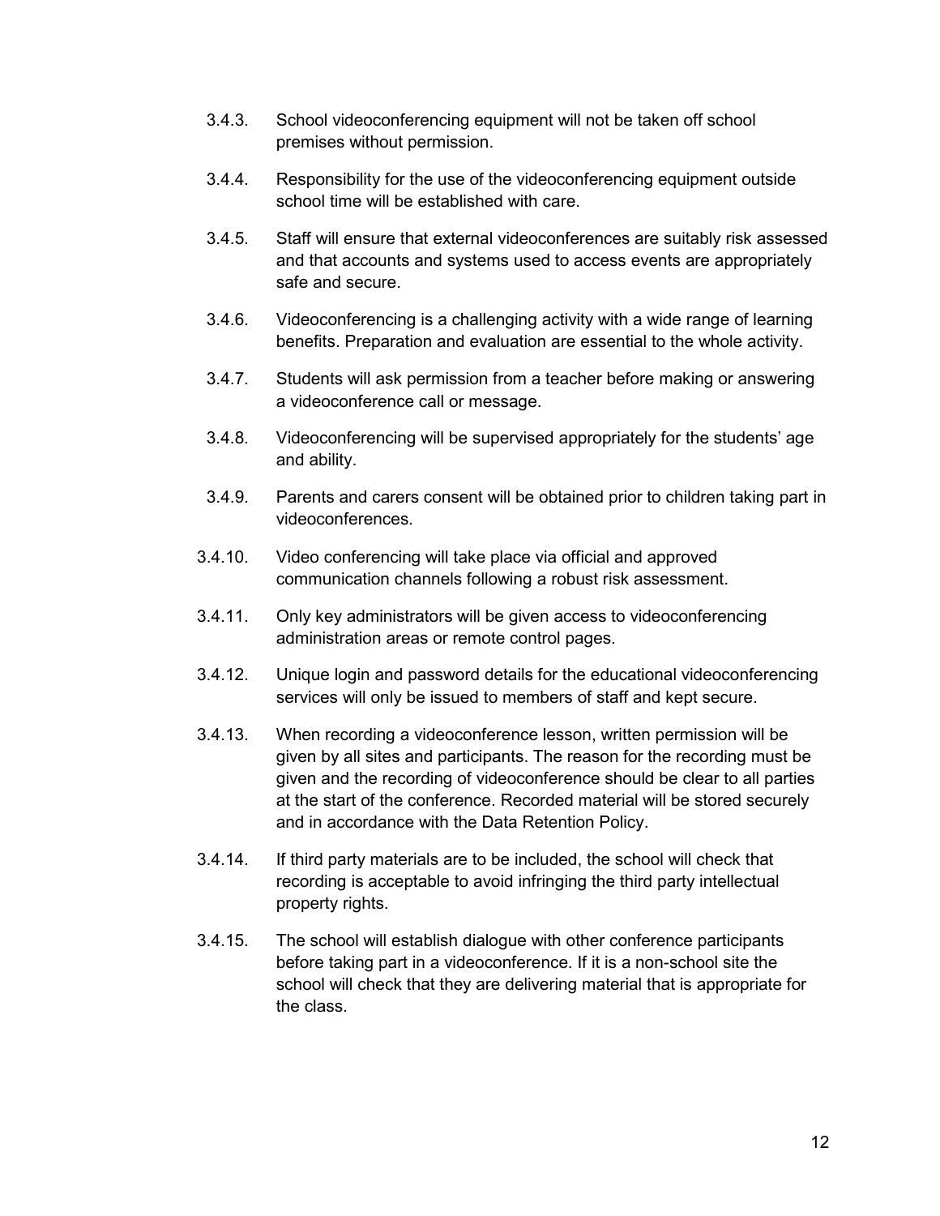3.4.3. School videoconferencing equipment will not be taken off school premises without permission.

3.4.4. Responsibility for the use of the videoconferencing equipment outside school time will be established with care.

3.4.5. Staff will ensure that external videoconferences are suitably risk assessed and that accounts and systems used to access events are appropriately safe and secure.

3.4.6. Videoconferencing is a challenging activity with a wide range of learning benefits. Preparation and evaluation are essential to the whole activity.

3.4.7. Students will ask permission from a teacher before making or answering a videoconference call or message.

3.4.8. Videoconferencing will be supervised appropriately for the students' age and ability.

3.4.9. Parents and carers consent will be obtained prior to children taking part in videoconferences.

3.4.10. Video conferencing will take place via official and approved communication channels following a robust risk assessment.

3.4.11. Only key administrators will be given access to videoconferencing administration areas or remote control pages.

3.4.12. Unique login and password details for the educational videoconferencing services will only be issued to members of staff and kept secure.

3.4.13. When recording a videoconference lesson, written permission will be given by all sites and participants. The reason for the recording must be given and the recording of videoconference should be clear to all parties at the start of the conference. Recorded material will be stored securely and in accordance with the Data Retention Policy.

3.4.14. If third party materials are to be included, the school will check that recording is acceptable to avoid infringing the third party intellectual property rights.

3.4.15. The school will establish dialogue with other conference participants before taking part in a videoconference. If it is a non-school site the school will check that they are delivering material that is appropriate for the class.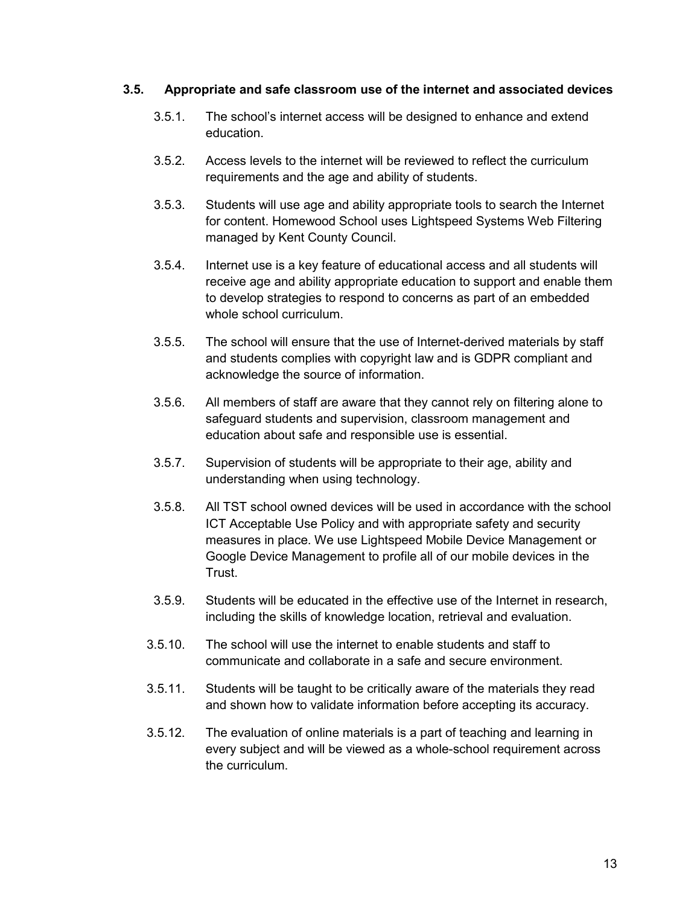### 3.5. Appropriate and safe classroom use of the internet and associated devices

3.5.1. The school's internet access will be designed to enhance and extend education.

3.5.2. Access levels to the internet will be reviewed to reflect the curriculum requirements and the age and ability of students.

3.5.3. Students will use age and ability appropriate tools to search the Internet for content. Homewood School uses Lightspeed Systems Web Filtering managed by Kent County Council.

3.5.4. Internet use is a key feature of educational access and all students will receive age and ability appropriate education to support and enable them to develop strategies to respond to concerns as part of an embedded whole school curriculum.

3.5.5. The school will ensure that the use of Internet-derived materials by staff and students complies with copyright law and is GDPR compliant and acknowledge the source of information.

3.5.6. All members of staff are aware that they cannot rely on filtering alone to safeguard students and supervision, classroom management and education about safe and responsible use is essential.

3.5.7. Supervision of students will be appropriate to their age, ability and understanding when using technology.

3.5.8. All TST school owned devices will be used in accordance with the school ICT Acceptable Use Policy and with appropriate safety and security measures in place. We use Lightspeed Mobile Device Management or Google Device Management to profile all of our mobile devices in the Trust.

3.5.9. Students will be educated in the effective use of the Internet in research, including the skills of knowledge location, retrieval and evaluation.

3.5.10. The school will use the internet to enable students and staff to communicate and collaborate in a safe and secure environment.

3.5.11. Students will be taught to be critically aware of the materials they read and shown how to validate information before accepting its accuracy.

3.5.12. The evaluation of online materials is a part of teaching and learning in every subject and will be viewed as a whole-school requirement across the curriculum.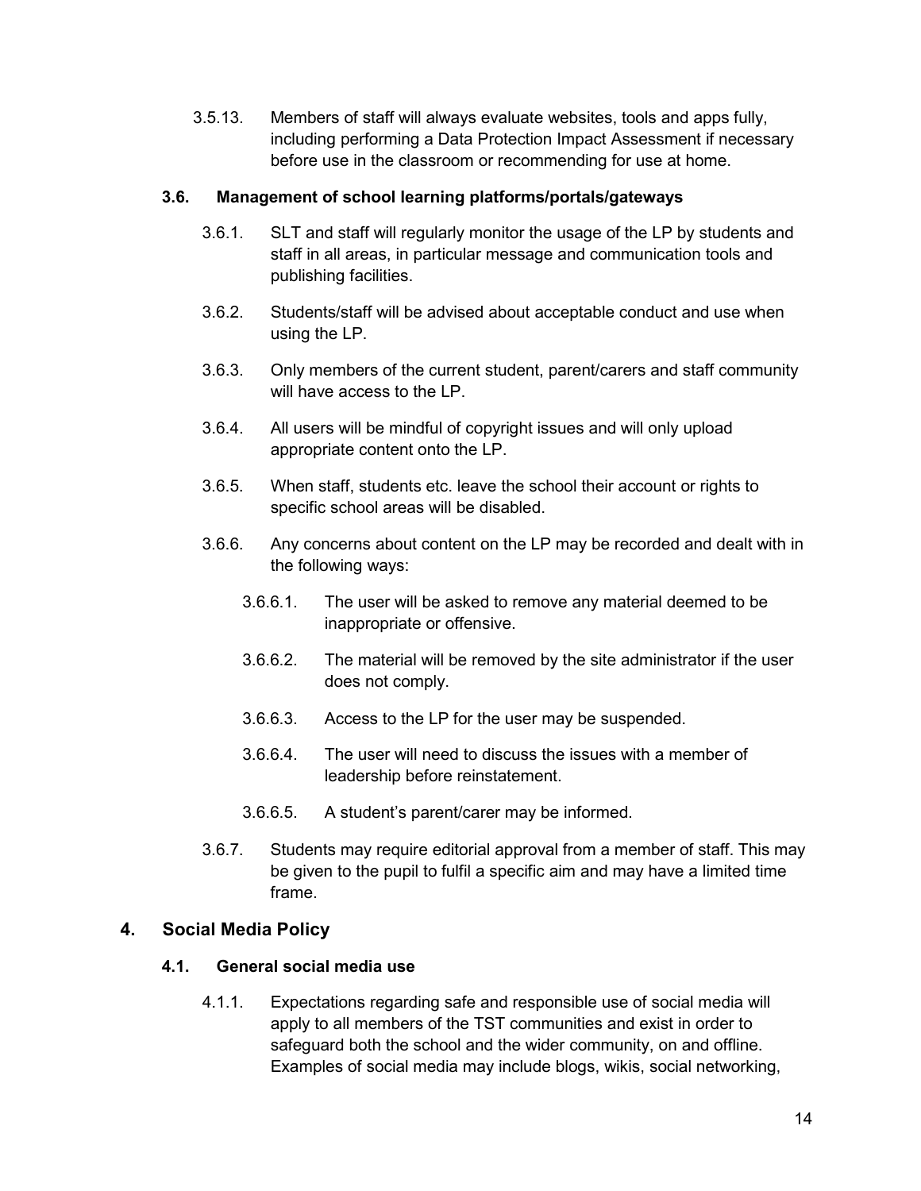3.5.13. Members of staff will always evaluate websites, tools and apps fully, including performing a Data Protection Impact Assessment if necessary before use in the classroom or recommending for use at home.

### 3.6. Management of school learning platforms/portals/gateways

3.6.1. SLT and staff will regularly monitor the usage of the LP by students and staff in all areas, in particular message and communication tools and publishing facilities.

3.6.2. Students/staff will be advised about acceptable conduct and use when using the LP.

3.6.3. Only members of the current student, parent/carers and staff community will have access to the LP.

3.6.4. All users will be mindful of copyright issues and will only upload appropriate content onto the LP.

3.6.5. When staff, students etc. leave the school their account or rights to specific school areas will be disabled.

3.6.6. Any concerns about content on the LP may be recorded and dealt with in the following ways:

3.6.6.1. The user will be asked to remove any material deemed to be inappropriate or offensive.

3.6.6.2. The material will be removed by the site administrator if the user does not comply.

3.6.6.3. Access to the LP for the user may be suspended.

3.6.6.4. The user will need to discuss the issues with a member of leadership before reinstatement.

3.6.6.5. A student's parent/carer may be informed.

3.6.7. Students may require editorial approval from a member of staff. This may be given to the pupil to fulfil a specific aim and may have a limited time frame.

## 4. Social Media Policy

### 4.1. General social media use

4.1.1. Expectations regarding safe and responsible use of social media will apply to all members of the TST communities and exist in order to safeguard both the school and the wider community, on and offline. Examples of social media may include blogs, wikis, social networking,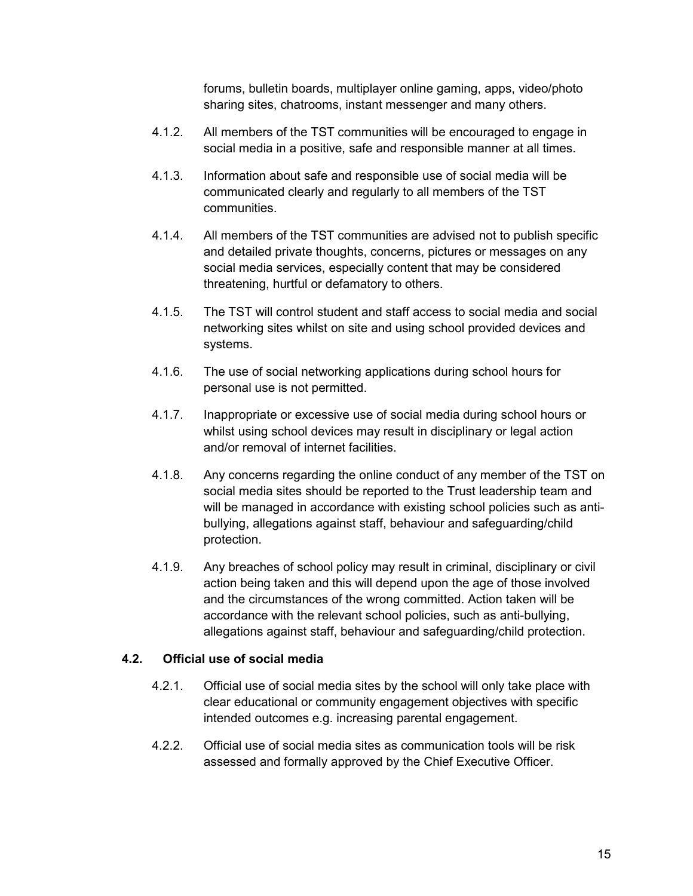forums, bulletin boards, multiplayer online gaming, apps, video/photo sharing sites, chatrooms, instant messenger and many others.

4.1.2. All members of the TST communities will be encouraged to engage in social media in a positive, safe and responsible manner at all times.

4.1.3. Information about safe and responsible use of social media will be communicated clearly and regularly to all members of the TST communities.

4.1.4. All members of the TST communities are advised not to publish specific and detailed private thoughts, concerns, pictures or messages on any social media services, especially content that may be considered threatening, hurtful or defamatory to others.

4.1.5. The TST will control student and staff access to social media and social networking sites whilst on site and using school provided devices and systems.

4.1.6. The use of social networking applications during school hours for personal use is not permitted.

4.1.7. Inappropriate or excessive use of social media during school hours or whilst using school devices may result in disciplinary or legal action and/or removal of internet facilities.

4.1.8. Any concerns regarding the online conduct of any member of the TST on social media sites should be reported to the Trust leadership team and will be managed in accordance with existing school policies such as anti-bullying, allegations against staff, behaviour and safeguarding/child protection.

4.1.9. Any breaches of school policy may result in criminal, disciplinary or civil action being taken and this will depend upon the age of those involved and the circumstances of the wrong committed. Action taken will be accordance with the relevant school policies, such as anti-bullying, allegations against staff, behaviour and safeguarding/child protection.

### 4.2. Official use of social media

4.2.1. Official use of social media sites by the school will only take place with clear educational or community engagement objectives with specific intended outcomes e.g. increasing parental engagement.

4.2.2. Official use of social media sites as communication tools will be risk assessed and formally approved by the Chief Executive Officer.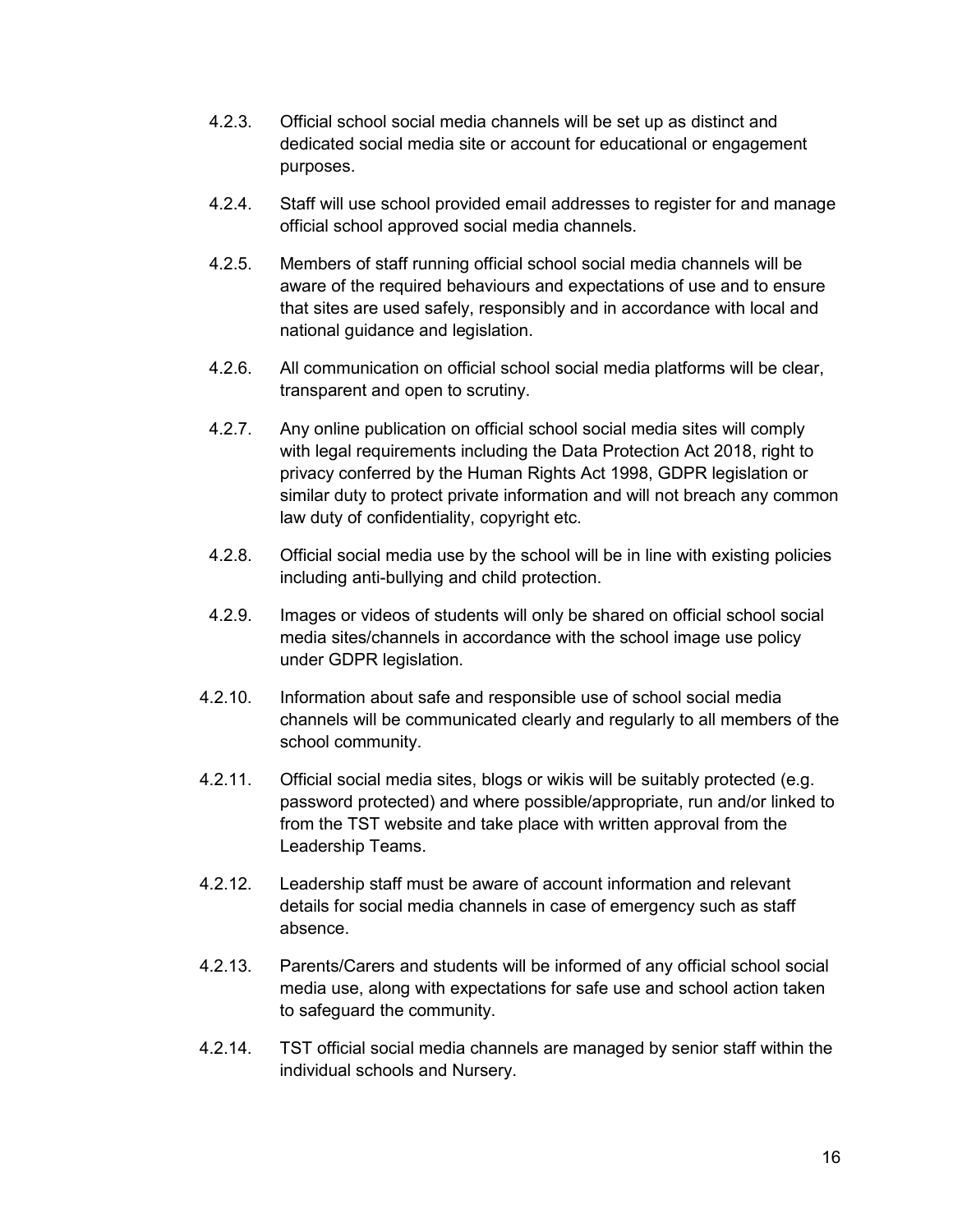4.2.3. Official school social media channels will be set up as distinct and dedicated social media site or account for educational or engagement purposes.

4.2.4. Staff will use school provided email addresses to register for and manage official school approved social media channels.

4.2.5. Members of staff running official school social media channels will be aware of the required behaviours and expectations of use and to ensure that sites are used safely, responsibly and in accordance with local and national guidance and legislation.

4.2.6. All communication on official school social media platforms will be clear, transparent and open to scrutiny.

4.2.7. Any online publication on official school social media sites will comply with legal requirements including the Data Protection Act 2018, right to privacy conferred by the Human Rights Act 1998, GDPR legislation or similar duty to protect private information and will not breach any common law duty of confidentiality, copyright etc.

4.2.8. Official social media use by the school will be in line with existing policies including anti-bullying and child protection.

4.2.9. Images or videos of students will only be shared on official school social media sites/channels in accordance with the school image use policy under GDPR legislation.

4.2.10. Information about safe and responsible use of school social media channels will be communicated clearly and regularly to all members of the school community.

4.2.11. Official social media sites, blogs or wikis will be suitably protected (e.g. password protected) and where possible/appropriate, run and/or linked to from the TST website and take place with written approval from the Leadership Teams.

4.2.12. Leadership staff must be aware of account information and relevant details for social media channels in case of emergency such as staff absence.

4.2.13. Parents/Carers and students will be informed of any official school social media use, along with expectations for safe use and school action taken to safeguard the community.

4.2.14. TST official social media channels are managed by senior staff within the individual schools and Nursery.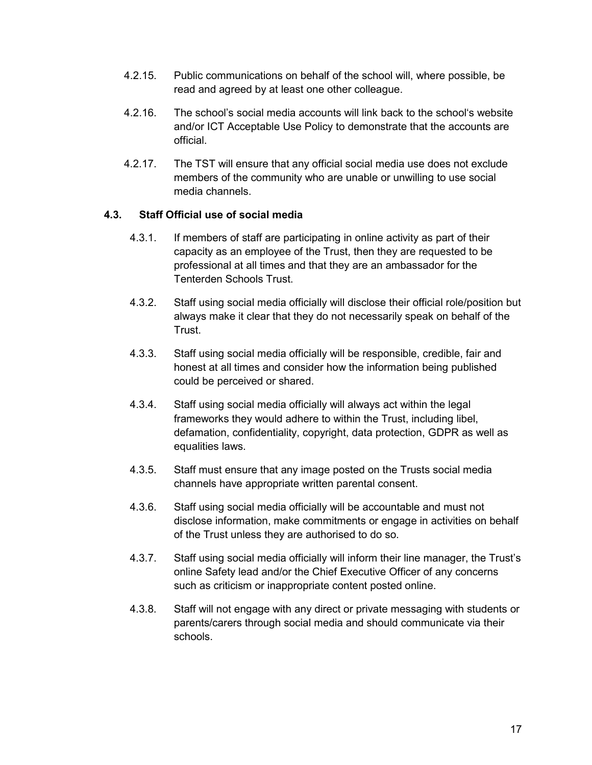4.2.15. Public communications on behalf of the school will, where possible, be read and agreed by at least one other colleague.

4.2.16. The school's social media accounts will link back to the school's website and/or ICT Acceptable Use Policy to demonstrate that the accounts are official.

4.2.17. The TST will ensure that any official social media use does not exclude members of the community who are unable or unwilling to use social media channels.

### 4.3. Staff Official use of social media

4.3.1. If members of staff are participating in online activity as part of their capacity as an employee of the Trust, then they are requested to be professional at all times and that they are an ambassador for the Tenterden Schools Trust.

4.3.2. Staff using social media officially will disclose their official role/position but always make it clear that they do not necessarily speak on behalf of the Trust.

4.3.3. Staff using social media officially will be responsible, credible, fair and honest at all times and consider how the information being published could be perceived or shared.

4.3.4. Staff using social media officially will always act within the legal frameworks they would adhere to within the Trust, including libel, defamation, confidentiality, copyright, data protection, GDPR as well as equalities laws.

4.3.5. Staff must ensure that any image posted on the Trusts social media channels have appropriate written parental consent.

4.3.6. Staff using social media officially will be accountable and must not disclose information, make commitments or engage in activities on behalf of the Trust unless they are authorised to do so.

4.3.7. Staff using social media officially will inform their line manager, the Trust's online Safety lead and/or the Chief Executive Officer of any concerns such as criticism or inappropriate content posted online.

4.3.8. Staff will not engage with any direct or private messaging with students or parents/carers through social media and should communicate via their schools.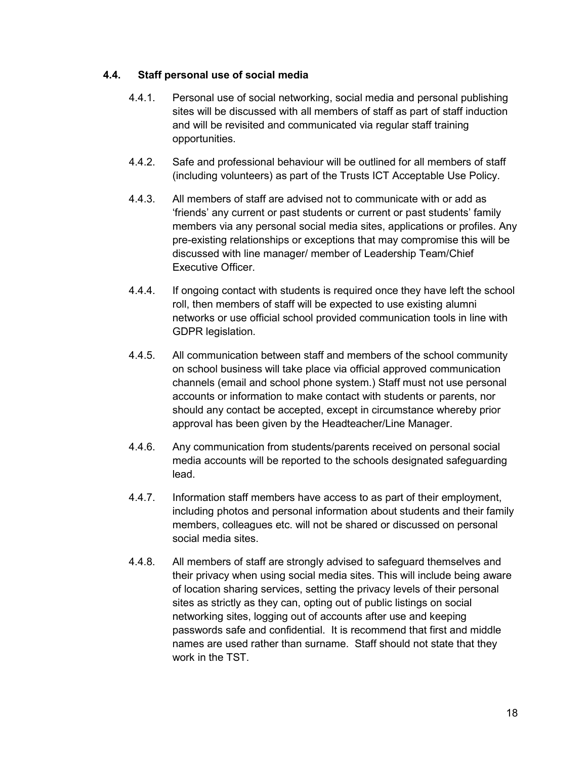### 4.4. Staff personal use of social media

4.4.1. Personal use of social networking, social media and personal publishing sites will be discussed with all members of staff as part of staff induction and will be revisited and communicated via regular staff training opportunities.

4.4.2. Safe and professional behaviour will be outlined for all members of staff (including volunteers) as part of the Trusts ICT Acceptable Use Policy.

4.4.3. All members of staff are advised not to communicate with or add as 'friends' any current or past students or current or past students' family members via any personal social media sites, applications or profiles. Any pre-existing relationships or exceptions that may compromise this will be discussed with line manager/ member of Leadership Team/Chief Executive Officer.

4.4.4. If ongoing contact with students is required once they have left the school roll, then members of staff will be expected to use existing alumni networks or use official school provided communication tools in line with GDPR legislation.

4.4.5. All communication between staff and members of the school community on school business will take place via official approved communication channels (email and school phone system.) Staff must not use personal accounts or information to make contact with students or parents, nor should any contact be accepted, except in circumstance whereby prior approval has been given by the Headteacher/Line Manager.

4.4.6. Any communication from students/parents received on personal social media accounts will be reported to the schools designated safeguarding lead.

4.4.7. Information staff members have access to as part of their employment, including photos and personal information about students and their family members, colleagues etc. will not be shared or discussed on personal social media sites.

4.4.8. All members of staff are strongly advised to safeguard themselves and their privacy when using social media sites. This will include being aware of location sharing services, setting the privacy levels of their personal sites as strictly as they can, opting out of public listings on social networking sites, logging out of accounts after use and keeping passwords safe and confidential. It is recommend that first and middle names are used rather than surname. Staff should not state that they work in the TST.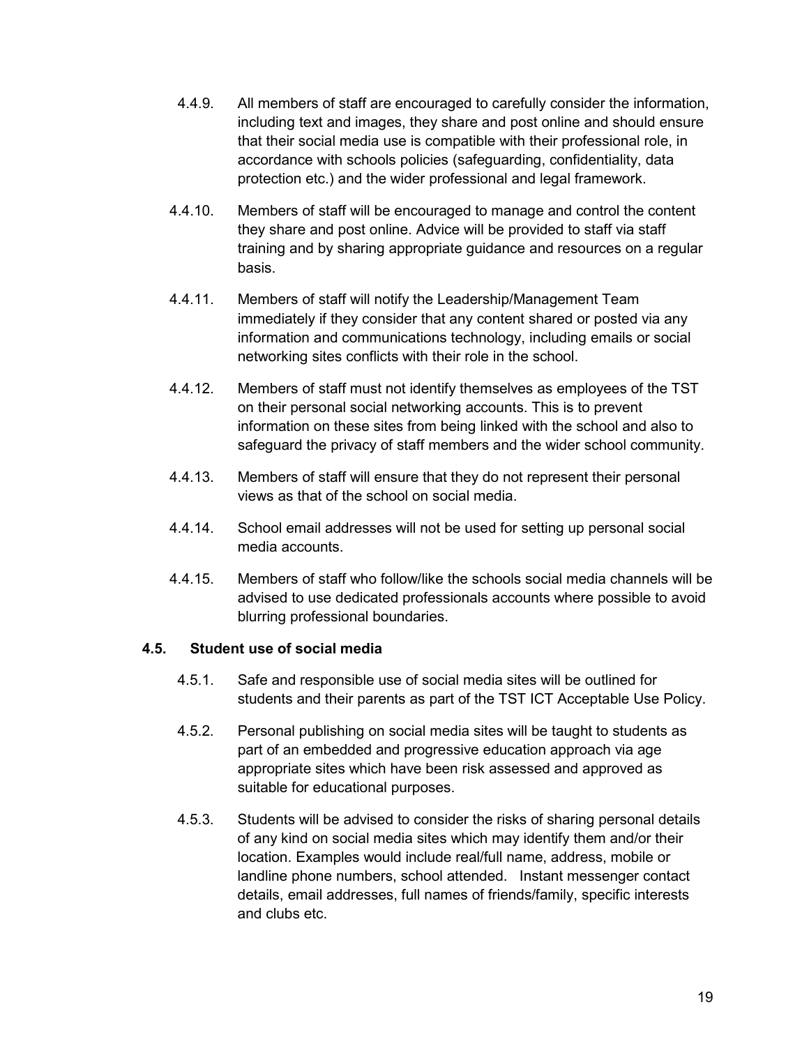4.4.9. All members of staff are encouraged to carefully consider the information, including text and images, they share and post online and should ensure that their social media use is compatible with their professional role, in accordance with schools policies (safeguarding, confidentiality, data protection etc.) and the wider professional and legal framework.

4.4.10. Members of staff will be encouraged to manage and control the content they share and post online. Advice will be provided to staff via staff training and by sharing appropriate guidance and resources on a regular basis.

4.4.11. Members of staff will notify the Leadership/Management Team immediately if they consider that any content shared or posted via any information and communications technology, including emails or social networking sites conflicts with their role in the school.

4.4.12. Members of staff must not identify themselves as employees of the TST on their personal social networking accounts. This is to prevent information on these sites from being linked with the school and also to safeguard the privacy of staff members and the wider school community.

4.4.13. Members of staff will ensure that they do not represent their personal views as that of the school on social media.

4.4.14. School email addresses will not be used for setting up personal social media accounts.

4.4.15. Members of staff who follow/like the schools social media channels will be advised to use dedicated professionals accounts where possible to avoid blurring professional boundaries.

### 4.5. Student use of social media

4.5.1. Safe and responsible use of social media sites will be outlined for students and their parents as part of the TST ICT Acceptable Use Policy.

4.5.2. Personal publishing on social media sites will be taught to students as part of an embedded and progressive education approach via age appropriate sites which have been risk assessed and approved as suitable for educational purposes.

4.5.3. Students will be advised to consider the risks of sharing personal details of any kind on social media sites which may identify them and/or their location. Examples would include real/full name, address, mobile or landline phone numbers, school attended. Instant messenger contact details, email addresses, full names of friends/family, specific interests and clubs etc.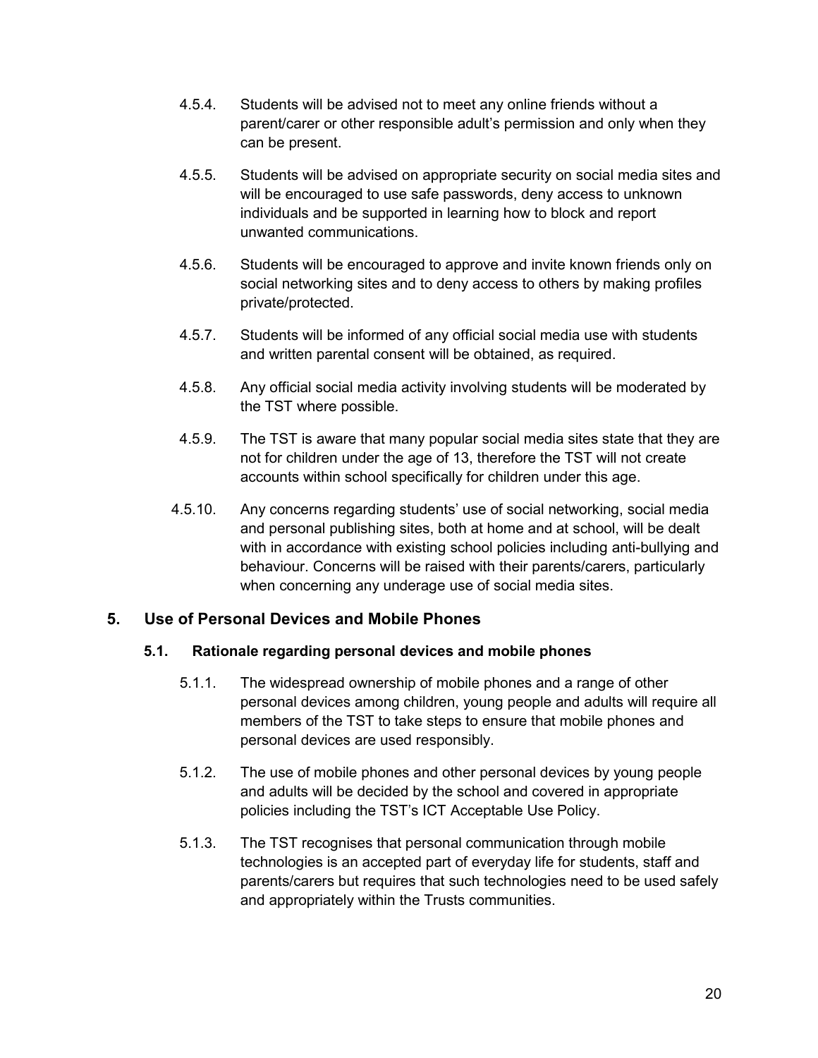4.5.4. Students will be advised not to meet any online friends without a parent/carer or other responsible adult's permission and only when they can be present.

4.5.5. Students will be advised on appropriate security on social media sites and will be encouraged to use safe passwords, deny access to unknown individuals and be supported in learning how to block and report unwanted communications.

4.5.6. Students will be encouraged to approve and invite known friends only on social networking sites and to deny access to others by making profiles private/protected.

4.5.7. Students will be informed of any official social media use with students and written parental consent will be obtained, as required.

4.5.8. Any official social media activity involving students will be moderated by the TST where possible.

4.5.9. The TST is aware that many popular social media sites state that they are not for children under the age of 13, therefore the TST will not create accounts within school specifically for children under this age.

4.5.10. Any concerns regarding students' use of social networking, social media and personal publishing sites, both at home and at school, will be dealt with in accordance with existing school policies including anti-bullying and behaviour. Concerns will be raised with their parents/carers, particularly when concerning any underage use of social media sites.

## 5. Use of Personal Devices and Mobile Phones

### 5.1. Rationale regarding personal devices and mobile phones

5.1.1. The widespread ownership of mobile phones and a range of other personal devices among children, young people and adults will require all members of the TST to take steps to ensure that mobile phones and personal devices are used responsibly.

5.1.2. The use of mobile phones and other personal devices by young people and adults will be decided by the school and covered in appropriate policies including the TST's ICT Acceptable Use Policy.

5.1.3. The TST recognises that personal communication through mobile technologies is an accepted part of everyday life for students, staff and parents/carers but requires that such technologies need to be used safely and appropriately within the Trusts communities.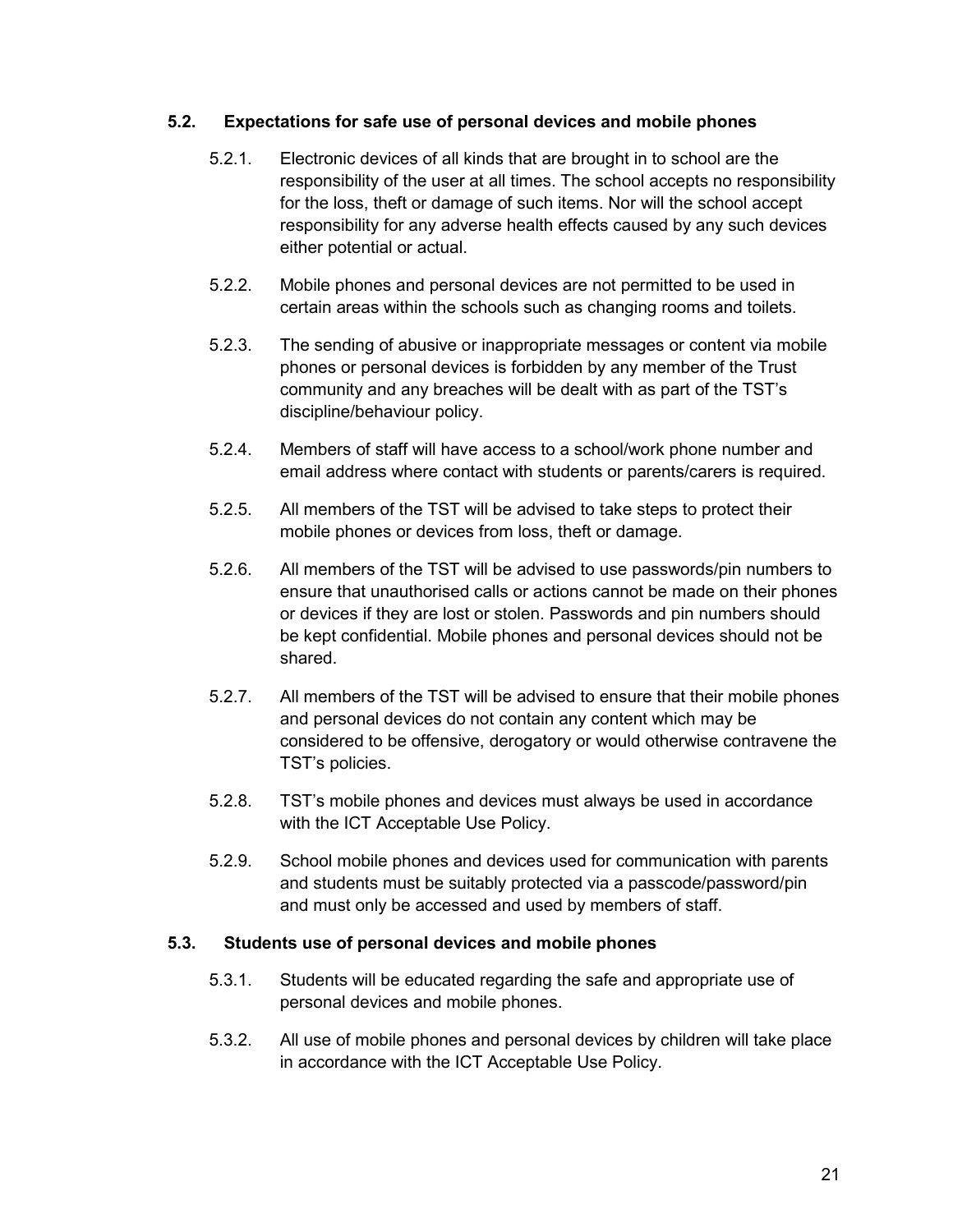### 5.2. Expectations for safe use of personal devices and mobile phones

5.2.1. Electronic devices of all kinds that are brought in to school are the responsibility of the user at all times. The school accepts no responsibility for the loss, theft or damage of such items. Nor will the school accept responsibility for any adverse health effects caused by any such devices either potential or actual.

5.2.2. Mobile phones and personal devices are not permitted to be used in certain areas within the schools such as changing rooms and toilets.

5.2.3. The sending of abusive or inappropriate messages or content via mobile phones or personal devices is forbidden by any member of the Trust community and any breaches will be dealt with as part of the TST's discipline/behaviour policy.

5.2.4. Members of staff will have access to a school/work phone number and email address where contact with students or parents/carers is required.

5.2.5. All members of the TST will be advised to take steps to protect their mobile phones or devices from loss, theft or damage.

5.2.6. All members of the TST will be advised to use passwords/pin numbers to ensure that unauthorised calls or actions cannot be made on their phones or devices if they are lost or stolen. Passwords and pin numbers should be kept confidential. Mobile phones and personal devices should not be shared.

5.2.7. All members of the TST will be advised to ensure that their mobile phones and personal devices do not contain any content which may be considered to be offensive, derogatory or would otherwise contravene the TST's policies.

5.2.8. TST's mobile phones and devices must always be used in accordance with the ICT Acceptable Use Policy.

5.2.9. School mobile phones and devices used for communication with parents and students must be suitably protected via a passcode/password/pin and must only be accessed and used by members of staff.

### 5.3. Students use of personal devices and mobile phones

5.3.1. Students will be educated regarding the safe and appropriate use of personal devices and mobile phones.

5.3.2. All use of mobile phones and personal devices by children will take place in accordance with the ICT Acceptable Use Policy.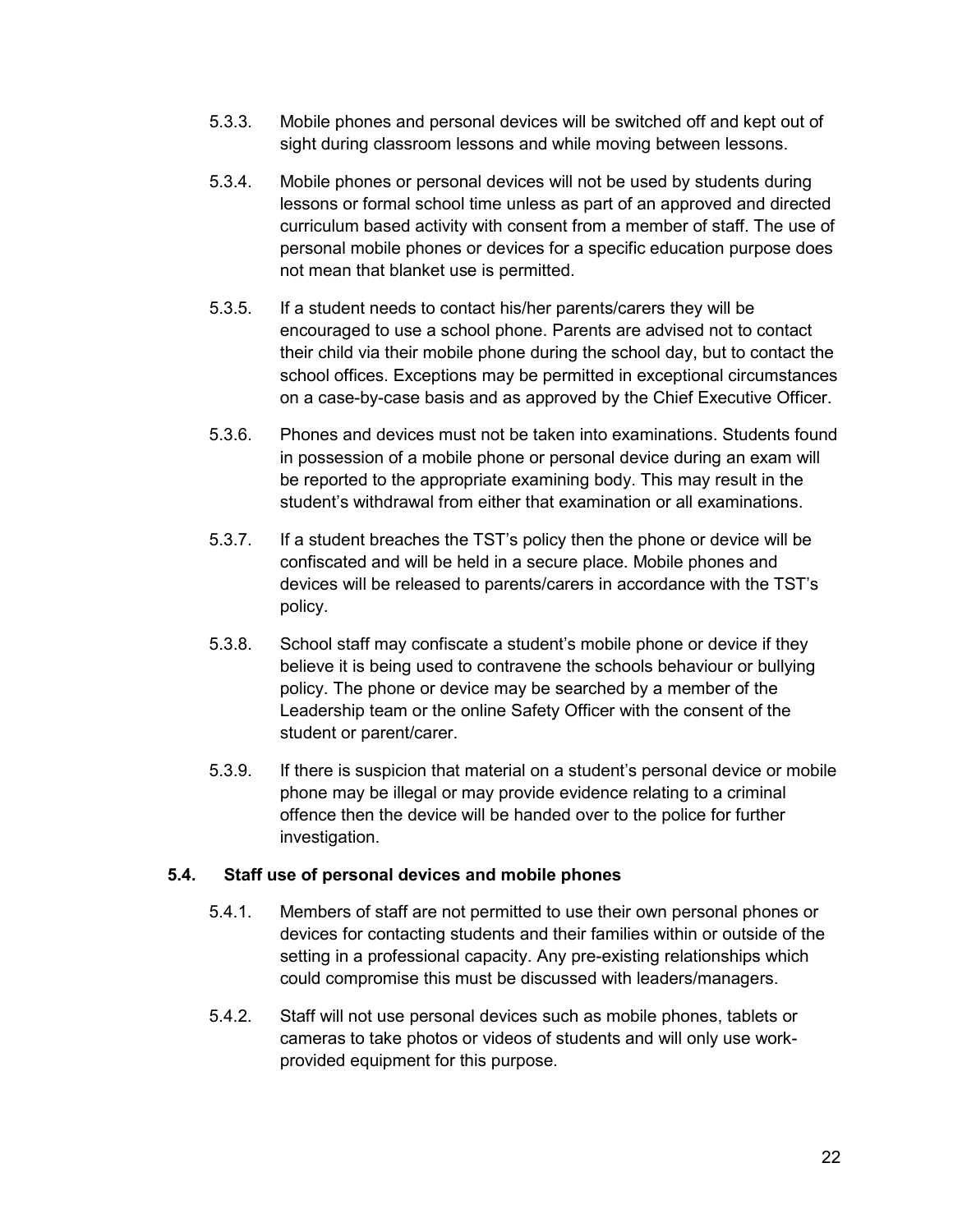5.3.3. Mobile phones and personal devices will be switched off and kept out of sight during classroom lessons and while moving between lessons.

5.3.4. Mobile phones or personal devices will not be used by students during lessons or formal school time unless as part of an approved and directed curriculum based activity with consent from a member of staff. The use of personal mobile phones or devices for a specific education purpose does not mean that blanket use is permitted.

5.3.5. If a student needs to contact his/her parents/carers they will be encouraged to use a school phone. Parents are advised not to contact their child via their mobile phone during the school day, but to contact the school offices. Exceptions may be permitted in exceptional circumstances on a case-by-case basis and as approved by the Chief Executive Officer.

5.3.6. Phones and devices must not be taken into examinations. Students found in possession of a mobile phone or personal device during an exam will be reported to the appropriate examining body. This may result in the student's withdrawal from either that examination or all examinations.

5.3.7. If a student breaches the TST's policy then the phone or device will be confiscated and will be held in a secure place. Mobile phones and devices will be released to parents/carers in accordance with the TST's policy.

5.3.8. School staff may confiscate a student's mobile phone or device if they believe it is being used to contravene the schools behaviour or bullying policy. The phone or device may be searched by a member of the Leadership team or the online Safety Officer with the consent of the student or parent/carer.

5.3.9. If there is suspicion that material on a student's personal device or mobile phone may be illegal or may provide evidence relating to a criminal offence then the device will be handed over to the police for further investigation.

### 5.4. Staff use of personal devices and mobile phones

5.4.1. Members of staff are not permitted to use their own personal phones or devices for contacting students and their families within or outside of the setting in a professional capacity. Any pre-existing relationships which could compromise this must be discussed with leaders/managers.

5.4.2. Staff will not use personal devices such as mobile phones, tablets or cameras to take photos or videos of students and will only use work-provided equipment for this purpose.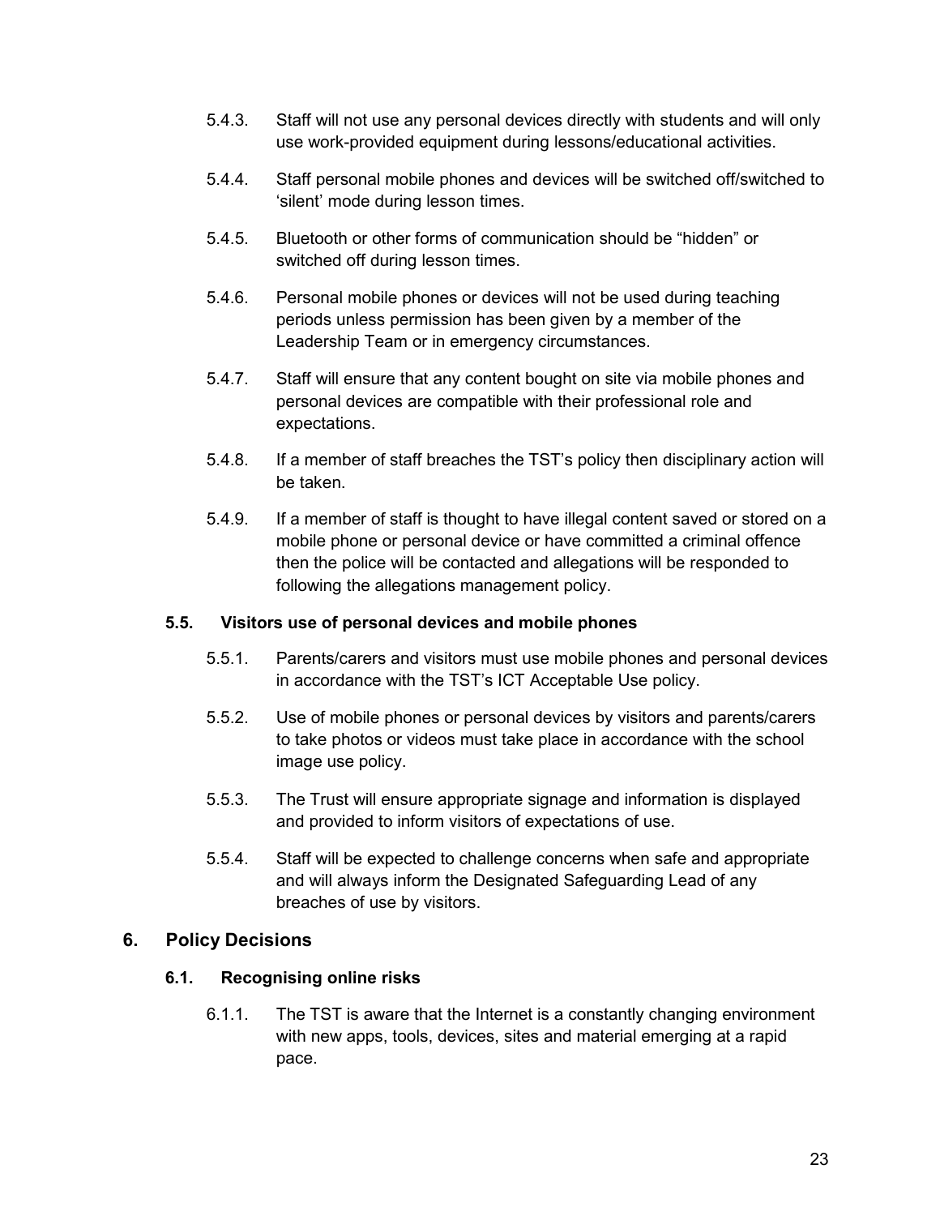5.4.3. Staff will not use any personal devices directly with students and will only use work-provided equipment during lessons/educational activities.

5.4.4. Staff personal mobile phones and devices will be switched off/switched to 'silent' mode during lesson times.

5.4.5. Bluetooth or other forms of communication should be "hidden" or switched off during lesson times.

5.4.6. Personal mobile phones or devices will not be used during teaching periods unless permission has been given by a member of the Leadership Team or in emergency circumstances.

5.4.7. Staff will ensure that any content bought on site via mobile phones and personal devices are compatible with their professional role and expectations.

5.4.8. If a member of staff breaches the TST's policy then disciplinary action will be taken.

5.4.9. If a member of staff is thought to have illegal content saved or stored on a mobile phone or personal device or have committed a criminal offence then the police will be contacted and allegations will be responded to following the allegations management policy.

### 5.5. Visitors use of personal devices and mobile phones

5.5.1. Parents/carers and visitors must use mobile phones and personal devices in accordance with the TST's ICT Acceptable Use policy.

5.5.2. Use of mobile phones or personal devices by visitors and parents/carers to take photos or videos must take place in accordance with the school image use policy.

5.5.3. The Trust will ensure appropriate signage and information is displayed and provided to inform visitors of expectations of use.

5.5.4. Staff will be expected to challenge concerns when safe and appropriate and will always inform the Designated Safeguarding Lead of any breaches of use by visitors.

## 6. Policy Decisions

### 6.1. Recognising online risks

6.1.1. The TST is aware that the Internet is a constantly changing environment with new apps, tools, devices, sites and material emerging at a rapid pace.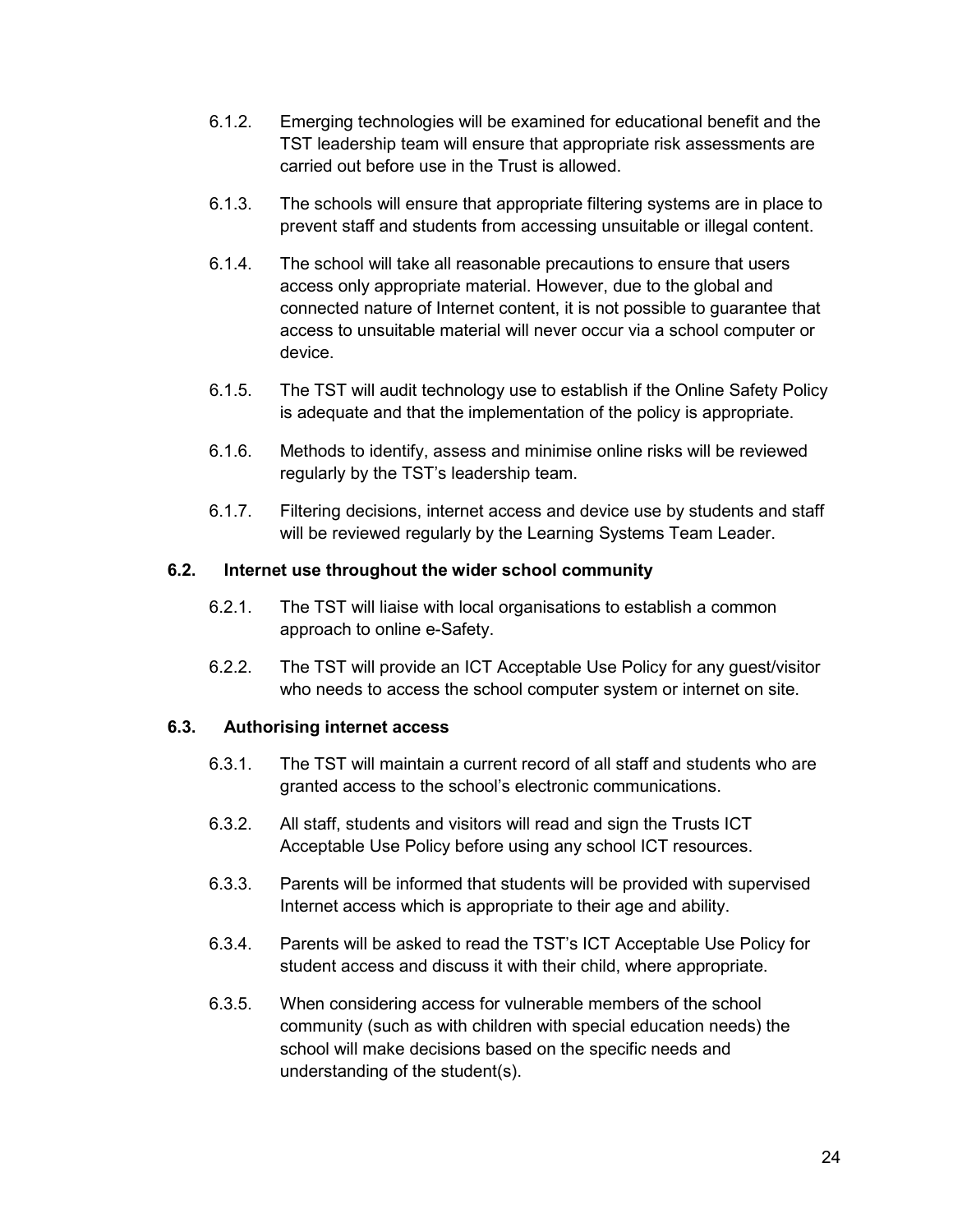6.1.2. Emerging technologies will be examined for educational benefit and the TST leadership team will ensure that appropriate risk assessments are carried out before use in the Trust is allowed.

6.1.3. The schools will ensure that appropriate filtering systems are in place to prevent staff and students from accessing unsuitable or illegal content.

6.1.4. The school will take all reasonable precautions to ensure that users access only appropriate material. However, due to the global and connected nature of Internet content, it is not possible to guarantee that access to unsuitable material will never occur via a school computer or device.

6.1.5. The TST will audit technology use to establish if the Online Safety Policy is adequate and that the implementation of the policy is appropriate.

6.1.6. Methods to identify, assess and minimise online risks will be reviewed regularly by the TST's leadership team.

6.1.7. Filtering decisions, internet access and device use by students and staff will be reviewed regularly by the Learning Systems Team Leader.

### 6.2. Internet use throughout the wider school community

6.2.1. The TST will liaise with local organisations to establish a common approach to online e-Safety.

6.2.2. The TST will provide an ICT Acceptable Use Policy for any guest/visitor who needs to access the school computer system or internet on site.

### 6.3. Authorising internet access

6.3.1. The TST will maintain a current record of all staff and students who are granted access to the school's electronic communications.

6.3.2. All staff, students and visitors will read and sign the Trusts ICT Acceptable Use Policy before using any school ICT resources.

6.3.3. Parents will be informed that students will be provided with supervised Internet access which is appropriate to their age and ability.

6.3.4. Parents will be asked to read the TST's ICT Acceptable Use Policy for student access and discuss it with their child, where appropriate.

6.3.5. When considering access for vulnerable members of the school community (such as with children with special education needs) the school will make decisions based on the specific needs and understanding of the student(s).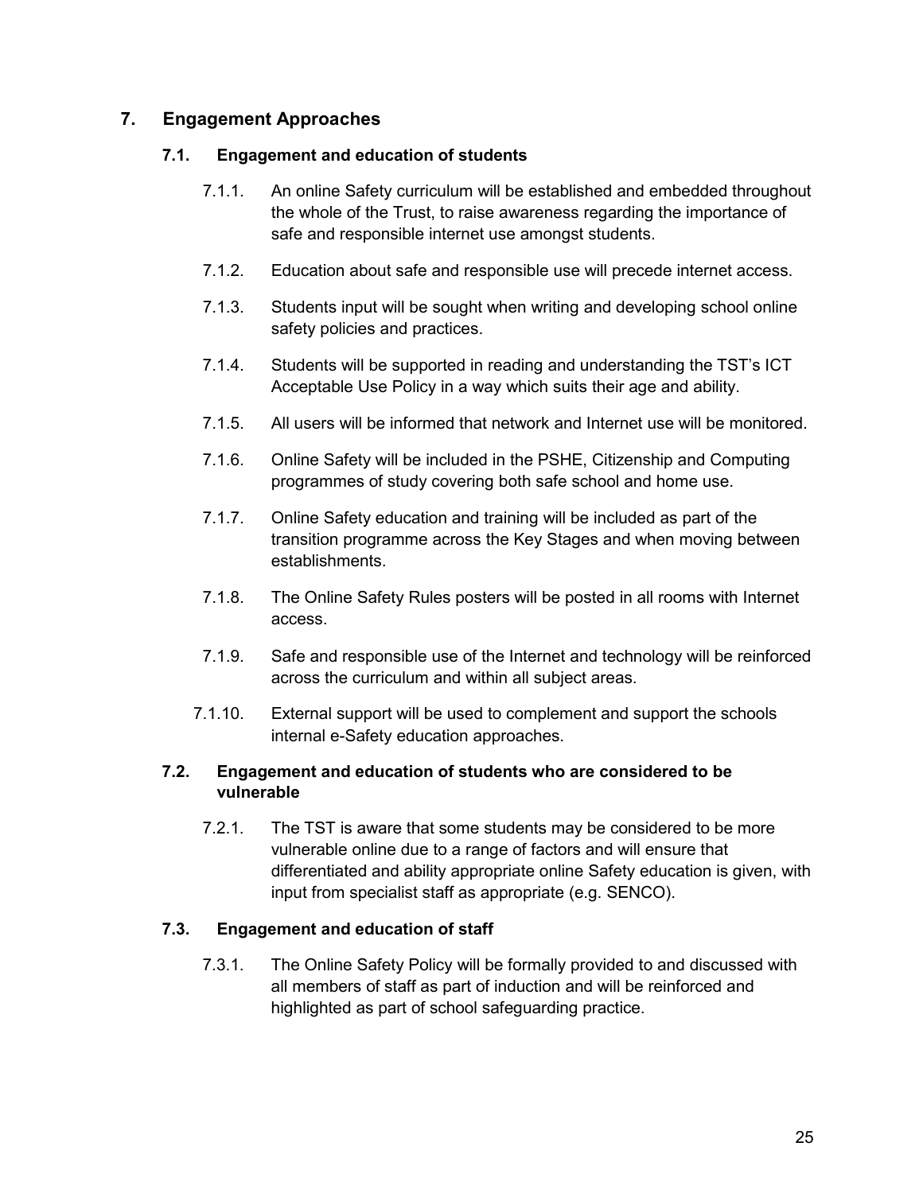## 7. Engagement Approaches

### 7.1. Engagement and education of students

7.1.1. An online Safety curriculum will be established and embedded throughout the whole of the Trust, to raise awareness regarding the importance of safe and responsible internet use amongst students.

7.1.2. Education about safe and responsible use will precede internet access.

7.1.3. Students input will be sought when writing and developing school online safety policies and practices.

7.1.4. Students will be supported in reading and understanding the TST's ICT Acceptable Use Policy in a way which suits their age and ability.

7.1.5. All users will be informed that network and Internet use will be monitored.

7.1.6. Online Safety will be included in the PSHE, Citizenship and Computing programmes of study covering both safe school and home use.

7.1.7. Online Safety education and training will be included as part of the transition programme across the Key Stages and when moving between establishments.

7.1.8. The Online Safety Rules posters will be posted in all rooms with Internet access.

7.1.9. Safe and responsible use of the Internet and technology will be reinforced across the curriculum and within all subject areas.

7.1.10. External support will be used to complement and support the schools internal e-Safety education approaches.

### 7.2. Engagement and education of students who are considered to be vulnerable

7.2.1. The TST is aware that some students may be considered to be more vulnerable online due to a range of factors and will ensure that differentiated and ability appropriate online Safety education is given, with input from specialist staff as appropriate (e.g. SENCO).

### 7.3. Engagement and education of staff

7.3.1. The Online Safety Policy will be formally provided to and discussed with all members of staff as part of induction and will be reinforced and highlighted as part of school safeguarding practice.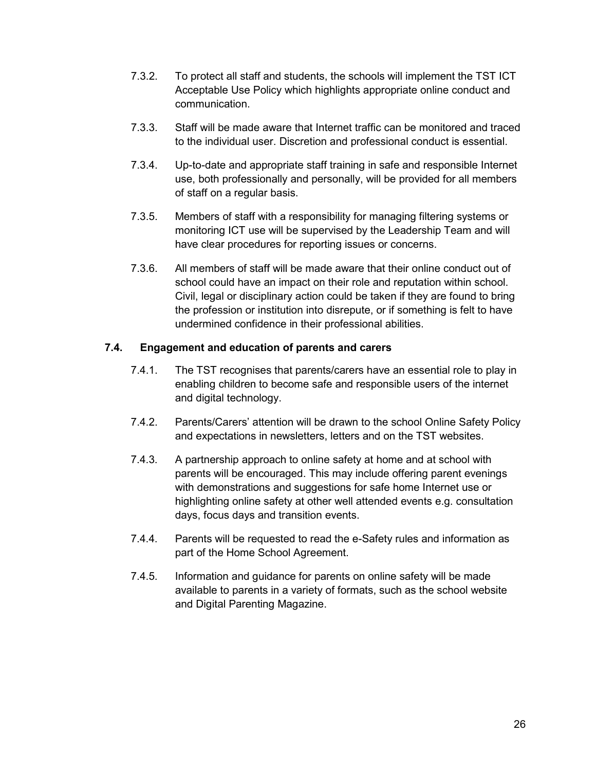7.3.2. To protect all staff and students, the schools will implement the TST ICT Acceptable Use Policy which highlights appropriate online conduct and communication.

7.3.3. Staff will be made aware that Internet traffic can be monitored and traced to the individual user. Discretion and professional conduct is essential.

7.3.4. Up-to-date and appropriate staff training in safe and responsible Internet use, both professionally and personally, will be provided for all members of staff on a regular basis.

7.3.5. Members of staff with a responsibility for managing filtering systems or monitoring ICT use will be supervised by the Leadership Team and will have clear procedures for reporting issues or concerns.

7.3.6. All members of staff will be made aware that their online conduct out of school could have an impact on their role and reputation within school. Civil, legal or disciplinary action could be taken if they are found to bring the profession or institution into disrepute, or if something is felt to have undermined confidence in their professional abilities.

### 7.4. Engagement and education of parents and carers

7.4.1. The TST recognises that parents/carers have an essential role to play in enabling children to become safe and responsible users of the internet and digital technology.

7.4.2. Parents/Carers' attention will be drawn to the school Online Safety Policy and expectations in newsletters, letters and on the TST websites.

7.4.3. A partnership approach to online safety at home and at school with parents will be encouraged. This may include offering parent evenings with demonstrations and suggestions for safe home Internet use or highlighting online safety at other well attended events e.g. consultation days, focus days and transition events.

7.4.4. Parents will be requested to read the e-Safety rules and information as part of the Home School Agreement.

7.4.5. Information and guidance for parents on online safety will be made available to parents in a variety of formats, such as the school website and Digital Parenting Magazine.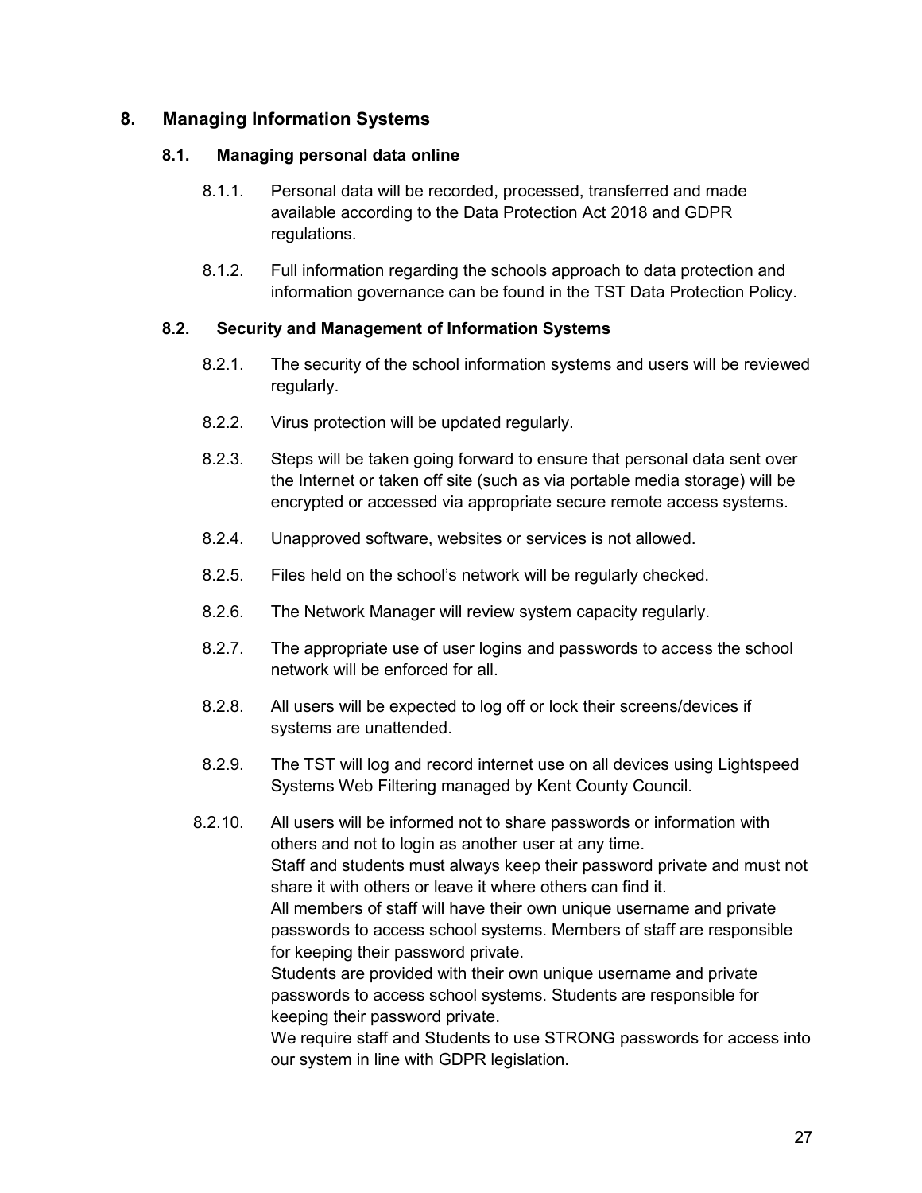## 8. Managing Information Systems

### 8.1. Managing personal data online

8.1.1. Personal data will be recorded, processed, transferred and made available according to the Data Protection Act 2018 and GDPR regulations.

8.1.2. Full information regarding the schools approach to data protection and information governance can be found in the TST Data Protection Policy.

### 8.2. Security and Management of Information Systems

8.2.1. The security of the school information systems and users will be reviewed regularly.

8.2.2. Virus protection will be updated regularly.

8.2.3. Steps will be taken going forward to ensure that personal data sent over the Internet or taken off site (such as via portable media storage) will be encrypted or accessed via appropriate secure remote access systems.

8.2.4. Unapproved software, websites or services is not allowed.

8.2.5. Files held on the school's network will be regularly checked.

8.2.6. The Network Manager will review system capacity regularly.

8.2.7. The appropriate use of user logins and passwords to access the school network will be enforced for all.

8.2.8. All users will be expected to log off or lock their screens/devices if systems are unattended.

8.2.9. The TST will log and record internet use on all devices using Lightspeed Systems Web Filtering managed by Kent County Council.

8.2.10. All users will be informed not to share passwords or information with others and not to login as another user at any time.
Staff and students must always keep their password private and must not share it with others or leave it where others can find it.
All members of staff will have their own unique username and private passwords to access school systems. Members of staff are responsible for keeping their password private.
Students are provided with their own unique username and private passwords to access school systems. Students are responsible for keeping their password private.
We require staff and Students to use STRONG passwords for access into our system in line with GDPR legislation.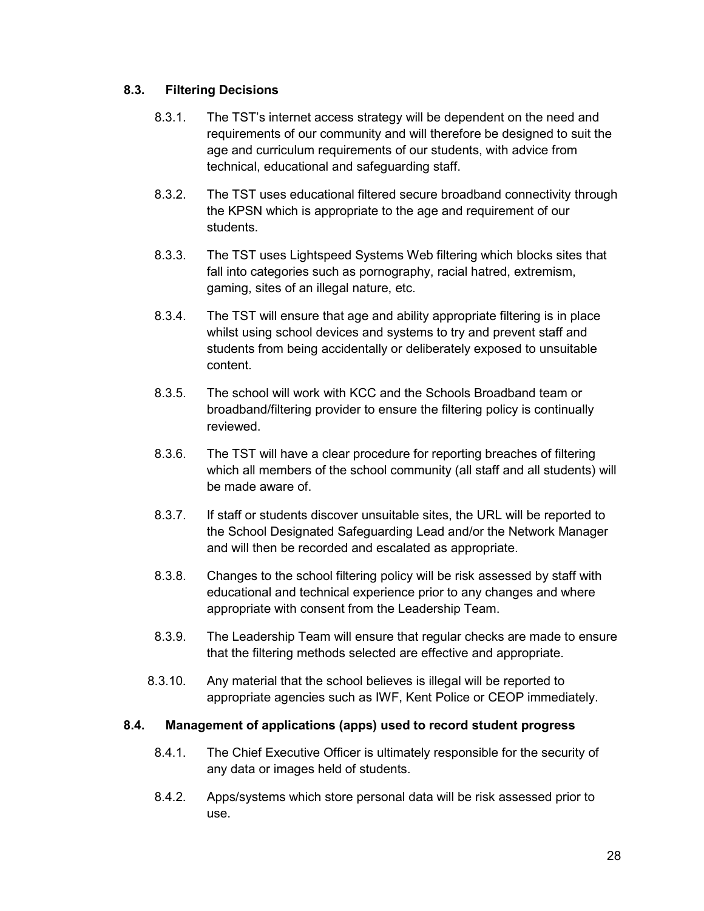### 8.3. Filtering Decisions

8.3.1. The TST's internet access strategy will be dependent on the need and requirements of our community and will therefore be designed to suit the age and curriculum requirements of our students, with advice from technical, educational and safeguarding staff.

8.3.2. The TST uses educational filtered secure broadband connectivity through the KPSN which is appropriate to the age and requirement of our students.

8.3.3. The TST uses Lightspeed Systems Web filtering which blocks sites that fall into categories such as pornography, racial hatred, extremism, gaming, sites of an illegal nature, etc.

8.3.4. The TST will ensure that age and ability appropriate filtering is in place whilst using school devices and systems to try and prevent staff and students from being accidentally or deliberately exposed to unsuitable content.

8.3.5. The school will work with KCC and the Schools Broadband team or broadband/filtering provider to ensure the filtering policy is continually reviewed.

8.3.6. The TST will have a clear procedure for reporting breaches of filtering which all members of the school community (all staff and all students) will be made aware of.

8.3.7. If staff or students discover unsuitable sites, the URL will be reported to the School Designated Safeguarding Lead and/or the Network Manager and will then be recorded and escalated as appropriate.

8.3.8. Changes to the school filtering policy will be risk assessed by staff with educational and technical experience prior to any changes and where appropriate with consent from the Leadership Team.

8.3.9. The Leadership Team will ensure that regular checks are made to ensure that the filtering methods selected are effective and appropriate.

8.3.10. Any material that the school believes is illegal will be reported to appropriate agencies such as IWF, Kent Police or CEOP immediately.

### 8.4. Management of applications (apps) used to record student progress

8.4.1. The Chief Executive Officer is ultimately responsible for the security of any data or images held of students.

8.4.2. Apps/systems which store personal data will be risk assessed prior to use.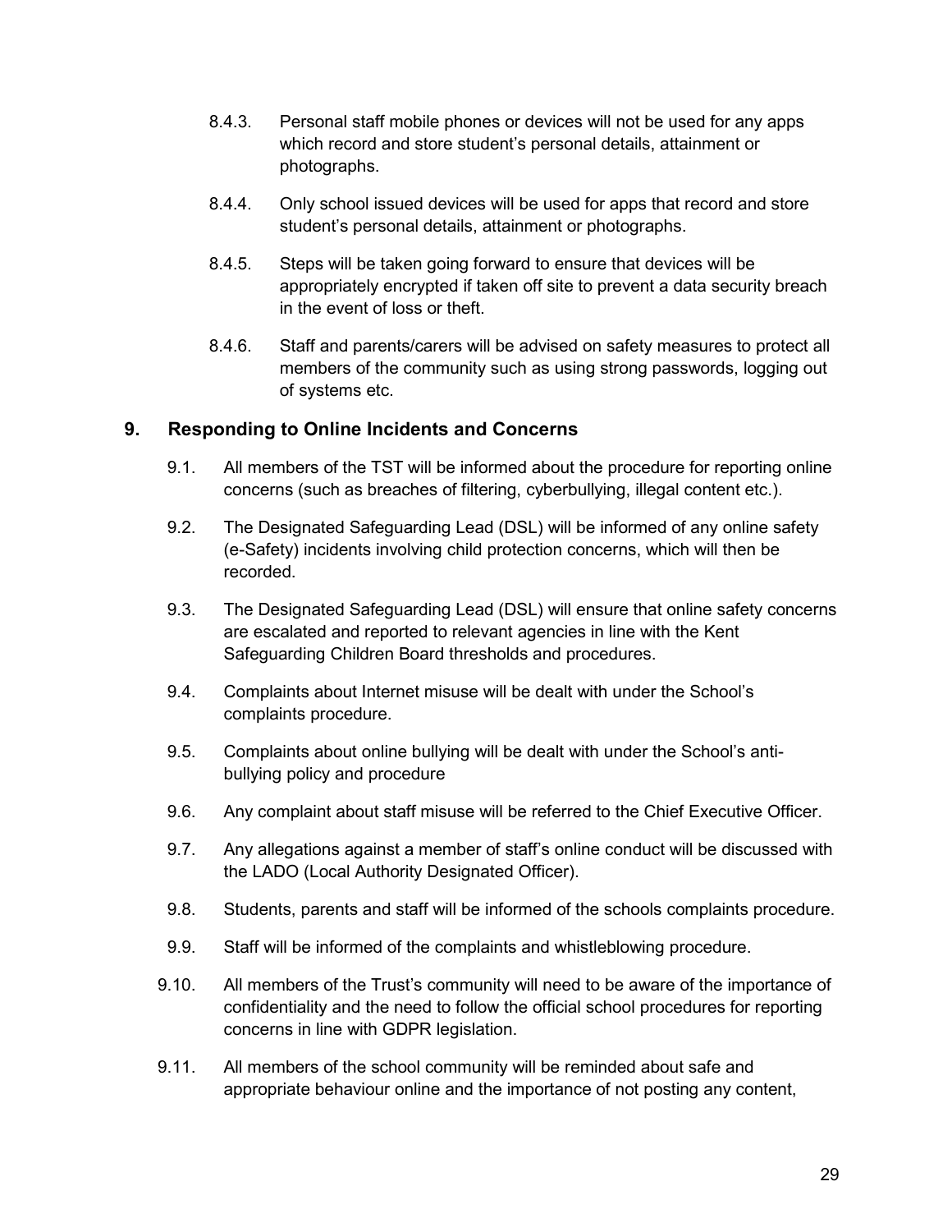8.4.3. Personal staff mobile phones or devices will not be used for any apps which record and store student's personal details, attainment or photographs.

8.4.4. Only school issued devices will be used for apps that record and store student's personal details, attainment or photographs.

8.4.5. Steps will be taken going forward to ensure that devices will be appropriately encrypted if taken off site to prevent a data security breach in the event of loss or theft.

8.4.6. Staff and parents/carers will be advised on safety measures to protect all members of the community such as using strong passwords, logging out of systems etc.

## 9. Responding to Online Incidents and Concerns

9.1. All members of the TST will be informed about the procedure for reporting online concerns (such as breaches of filtering, cyberbullying, illegal content etc.).

9.2. The Designated Safeguarding Lead (DSL) will be informed of any online safety (e-Safety) incidents involving child protection concerns, which will then be recorded.

9.3. The Designated Safeguarding Lead (DSL) will ensure that online safety concerns are escalated and reported to relevant agencies in line with the Kent Safeguarding Children Board thresholds and procedures.

9.4. Complaints about Internet misuse will be dealt with under the School's complaints procedure.

9.5. Complaints about online bullying will be dealt with under the School's anti-bullying policy and procedure

9.6. Any complaint about staff misuse will be referred to the Chief Executive Officer.

9.7. Any allegations against a member of staff's online conduct will be discussed with the LADO (Local Authority Designated Officer).

9.8. Students, parents and staff will be informed of the schools complaints procedure.

9.9. Staff will be informed of the complaints and whistleblowing procedure.

9.10. All members of the Trust's community will need to be aware of the importance of confidentiality and the need to follow the official school procedures for reporting concerns in line with GDPR legislation.

9.11. All members of the school community will be reminded about safe and appropriate behaviour online and the importance of not posting any content,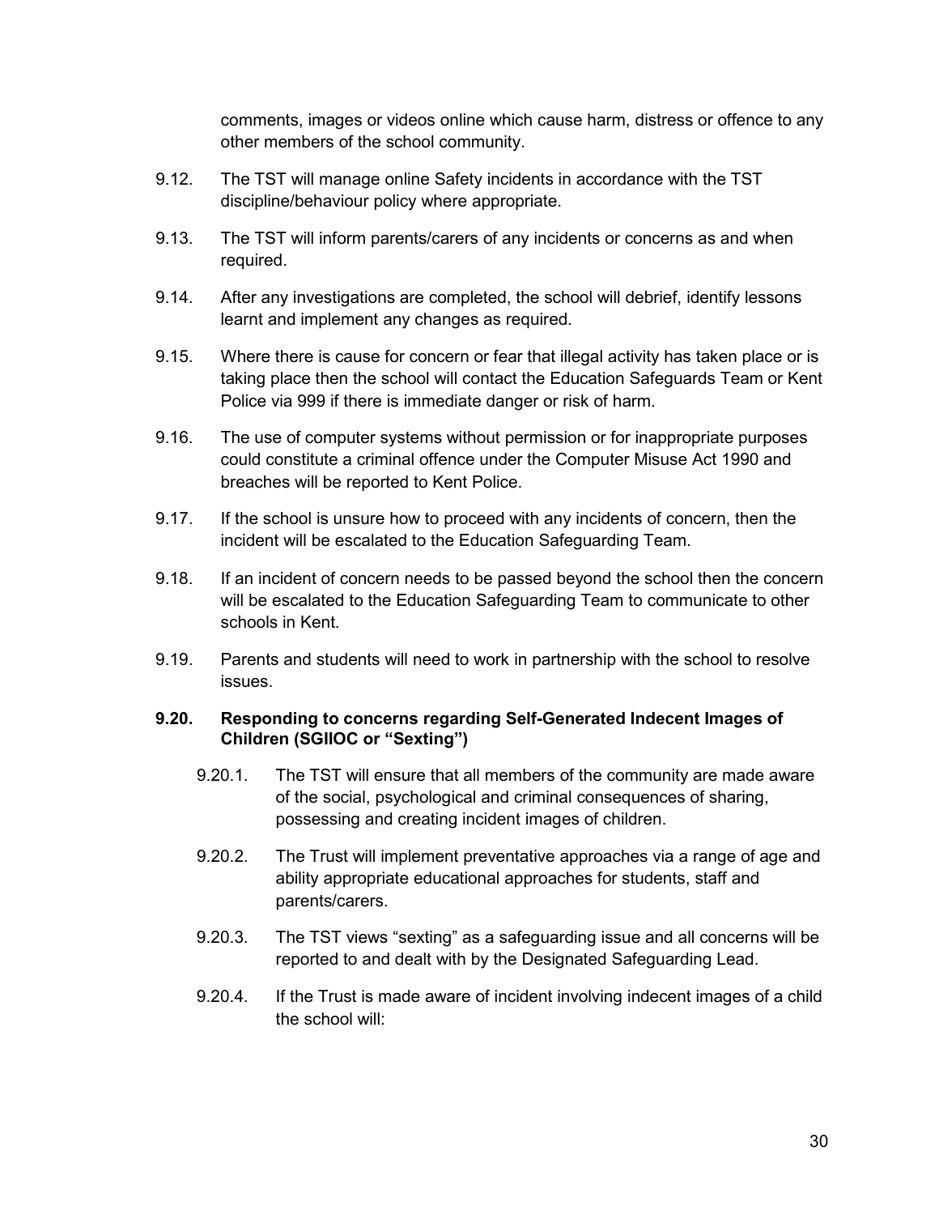comments, images or videos online which cause harm, distress or offence to any other members of the school community.

9.12. The TST will manage online Safety incidents in accordance with the TST discipline/behaviour policy where appropriate.

9.13. The TST will inform parents/carers of any incidents or concerns as and when required.

9.14. After any investigations are completed, the school will debrief, identify lessons learnt and implement any changes as required.

9.15. Where there is cause for concern or fear that illegal activity has taken place or is taking place then the school will contact the Education Safeguards Team or Kent Police via 999 if there is immediate danger or risk of harm.

9.16. The use of computer systems without permission or for inappropriate purposes could constitute a criminal offence under the Computer Misuse Act 1990 and breaches will be reported to Kent Police.

9.17. If the school is unsure how to proceed with any incidents of concern, then the incident will be escalated to the Education Safeguarding Team.

9.18. If an incident of concern needs to be passed beyond the school then the concern will be escalated to the Education Safeguarding Team to communicate to other schools in Kent.

9.19. Parents and students will need to work in partnership with the school to resolve issues.

**9.20. Responding to concerns regarding Self-Generated Indecent Images of Children (SGIIOC or "Sexting")**

9.20.1. The TST will ensure that all members of the community are made aware of the social, psychological and criminal consequences of sharing, possessing and creating incident images of children.

9.20.2. The Trust will implement preventative approaches via a range of age and ability appropriate educational approaches for students, staff and parents/carers.

9.20.3. The TST views "sexting" as a safeguarding issue and all concerns will be reported to and dealt with by the Designated Safeguarding Lead.

9.20.4. If the Trust is made aware of incident involving indecent images of a child the school will: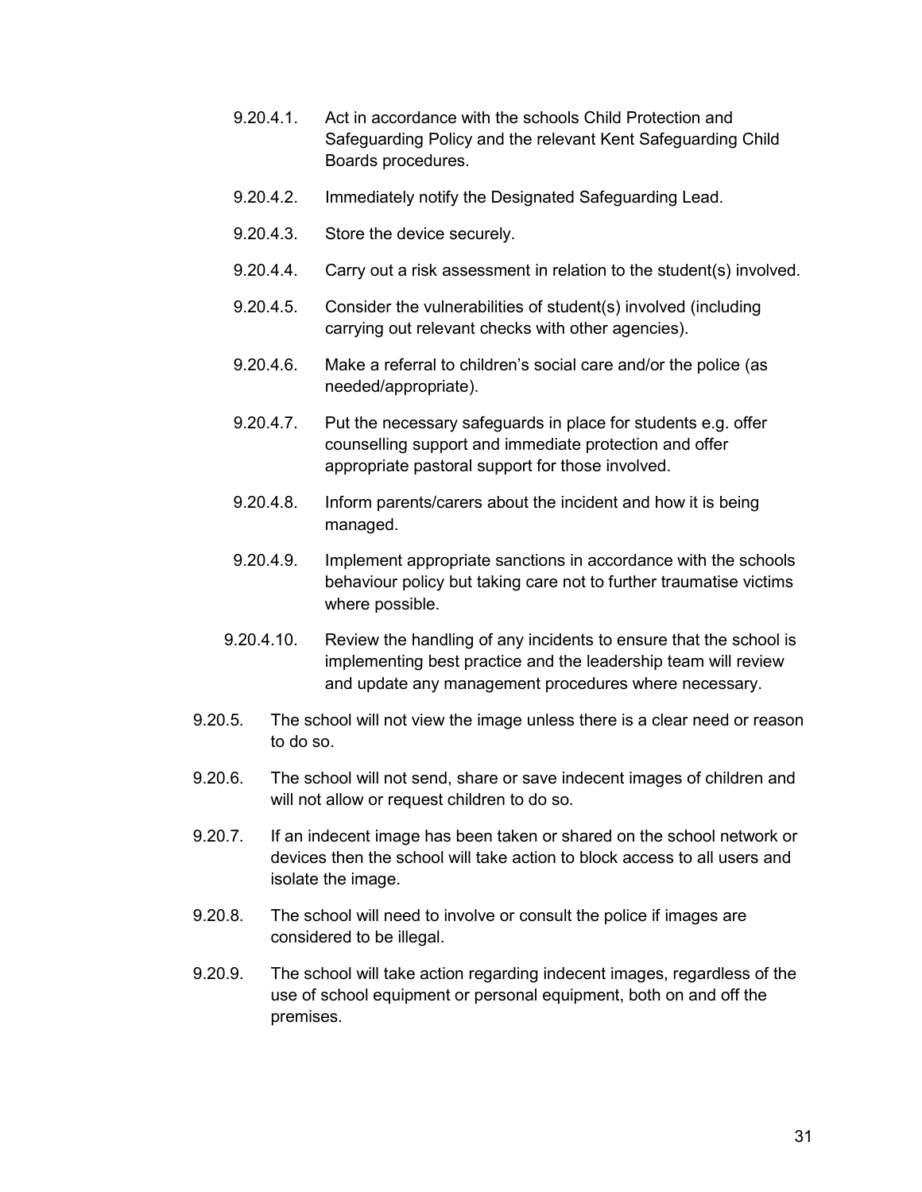9.20.4.1. Act in accordance with the schools Child Protection and Safeguarding Policy and the relevant Kent Safeguarding Child Boards procedures.

9.20.4.2. Immediately notify the Designated Safeguarding Lead.

9.20.4.3. Store the device securely.

9.20.4.4. Carry out a risk assessment in relation to the student(s) involved.

9.20.4.5. Consider the vulnerabilities of student(s) involved (including carrying out relevant checks with other agencies).

9.20.4.6. Make a referral to children's social care and/or the police (as needed/appropriate).

9.20.4.7. Put the necessary safeguards in place for students e.g. offer counselling support and immediate protection and offer appropriate pastoral support for those involved.

9.20.4.8. Inform parents/carers about the incident and how it is being managed.

9.20.4.9. Implement appropriate sanctions in accordance with the schools behaviour policy but taking care not to further traumatise victims where possible.

9.20.4.10. Review the handling of any incidents to ensure that the school is implementing best practice and the leadership team will review and update any management procedures where necessary.

9.20.5. The school will not view the image unless there is a clear need or reason to do so.

9.20.6. The school will not send, share or save indecent images of children and will not allow or request children to do so.

9.20.7. If an indecent image has been taken or shared on the school network or devices then the school will take action to block access to all users and isolate the image.

9.20.8. The school will need to involve or consult the police if images are considered to be illegal.

9.20.9. The school will take action regarding indecent images, regardless of the use of school equipment or personal equipment, both on and off the premises.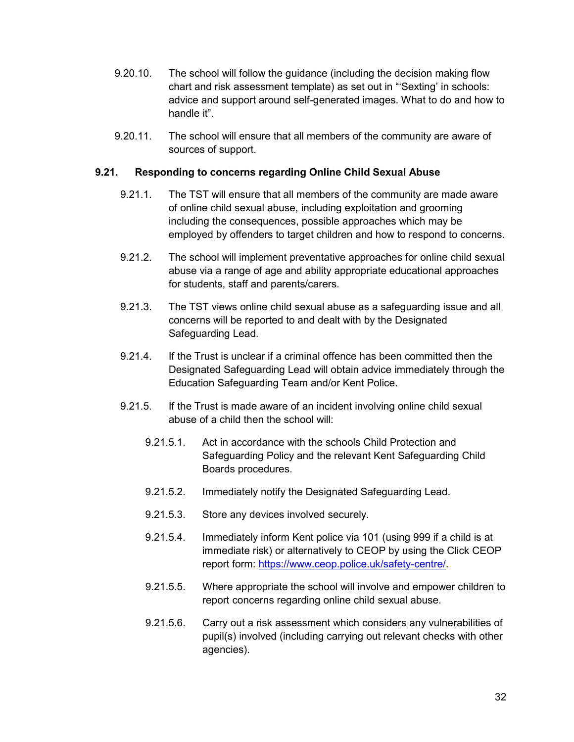9.20.10. The school will follow the guidance (including the decision making flow chart and risk assessment template) as set out in "'Sexting' in schools: advice and support around self-generated images. What to do and how to handle it".

9.20.11. The school will ensure that all members of the community are aware of sources of support.

### 9.21. Responding to concerns regarding Online Child Sexual Abuse

9.21.1. The TST will ensure that all members of the community are made aware of online child sexual abuse, including exploitation and grooming including the consequences, possible approaches which may be employed by offenders to target children and how to respond to concerns.

9.21.2. The school will implement preventative approaches for online child sexual abuse via a range of age and ability appropriate educational approaches for students, staff and parents/carers.

9.21.3. The TST views online child sexual abuse as a safeguarding issue and all concerns will be reported to and dealt with by the Designated Safeguarding Lead.

9.21.4. If the Trust is unclear if a criminal offence has been committed then the Designated Safeguarding Lead will obtain advice immediately through the Education Safeguarding Team and/or Kent Police.

9.21.5. If the Trust is made aware of an incident involving online child sexual abuse of a child then the school will:

9.21.5.1. Act in accordance with the schools Child Protection and Safeguarding Policy and the relevant Kent Safeguarding Child Boards procedures.

9.21.5.2. Immediately notify the Designated Safeguarding Lead.

9.21.5.3. Store any devices involved securely.

9.21.5.4. Immediately inform Kent police via 101 (using 999 if a child is at immediate risk) or alternatively to CEOP by using the Click CEOP report form: [https://www.ceop.police.uk/safety-centre/](https://www.ceop.police.uk/safety-centre/).

9.21.5.5. Where appropriate the school will involve and empower children to report concerns regarding online child sexual abuse.

9.21.5.6. Carry out a risk assessment which considers any vulnerabilities of pupil(s) involved (including carrying out relevant checks with other agencies).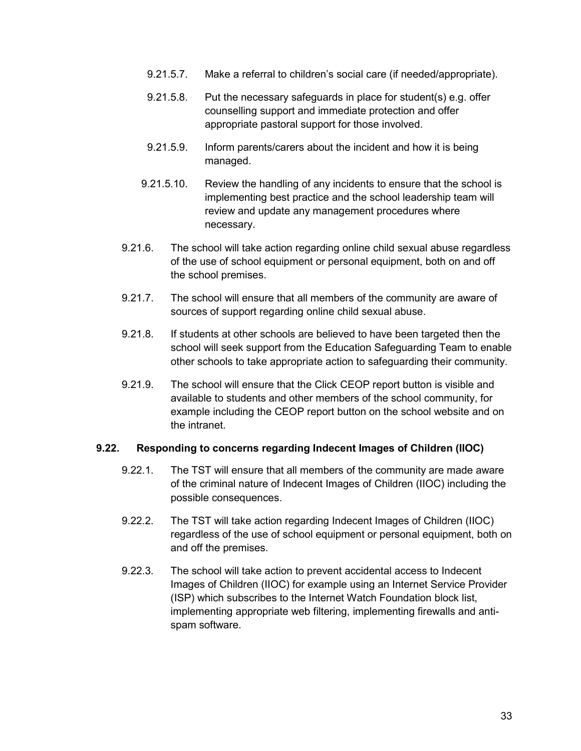9.21.5.7. Make a referral to children's social care (if needed/appropriate).

9.21.5.8. Put the necessary safeguards in place for student(s) e.g. offer counselling support and immediate protection and offer appropriate pastoral support for those involved.

9.21.5.9. Inform parents/carers about the incident and how it is being managed.

9.21.5.10. Review the handling of any incidents to ensure that the school is implementing best practice and the school leadership team will review and update any management procedures where necessary.

9.21.6. The school will take action regarding online child sexual abuse regardless of the use of school equipment or personal equipment, both on and off the school premises.

9.21.7. The school will ensure that all members of the community are aware of sources of support regarding online child sexual abuse.

9.21.8. If students at other schools are believed to have been targeted then the school will seek support from the Education Safeguarding Team to enable other schools to take appropriate action to safeguarding their community.

9.21.9. The school will ensure that the Click CEOP report button is visible and available to students and other members of the school community, for example including the CEOP report button on the school website and on the intranet.

### 9.22. Responding to concerns regarding Indecent Images of Children (IIOC)

9.22.1. The TST will ensure that all members of the community are made aware of the criminal nature of Indecent Images of Children (IIOC) including the possible consequences.

9.22.2. The TST will take action regarding Indecent Images of Children (IIOC) regardless of the use of school equipment or personal equipment, both on and off the premises.

9.22.3. The school will take action to prevent accidental access to Indecent Images of Children (IIOC) for example using an Internet Service Provider (ISP) which subscribes to the Internet Watch Foundation block list, implementing appropriate web filtering, implementing firewalls and anti-spam software.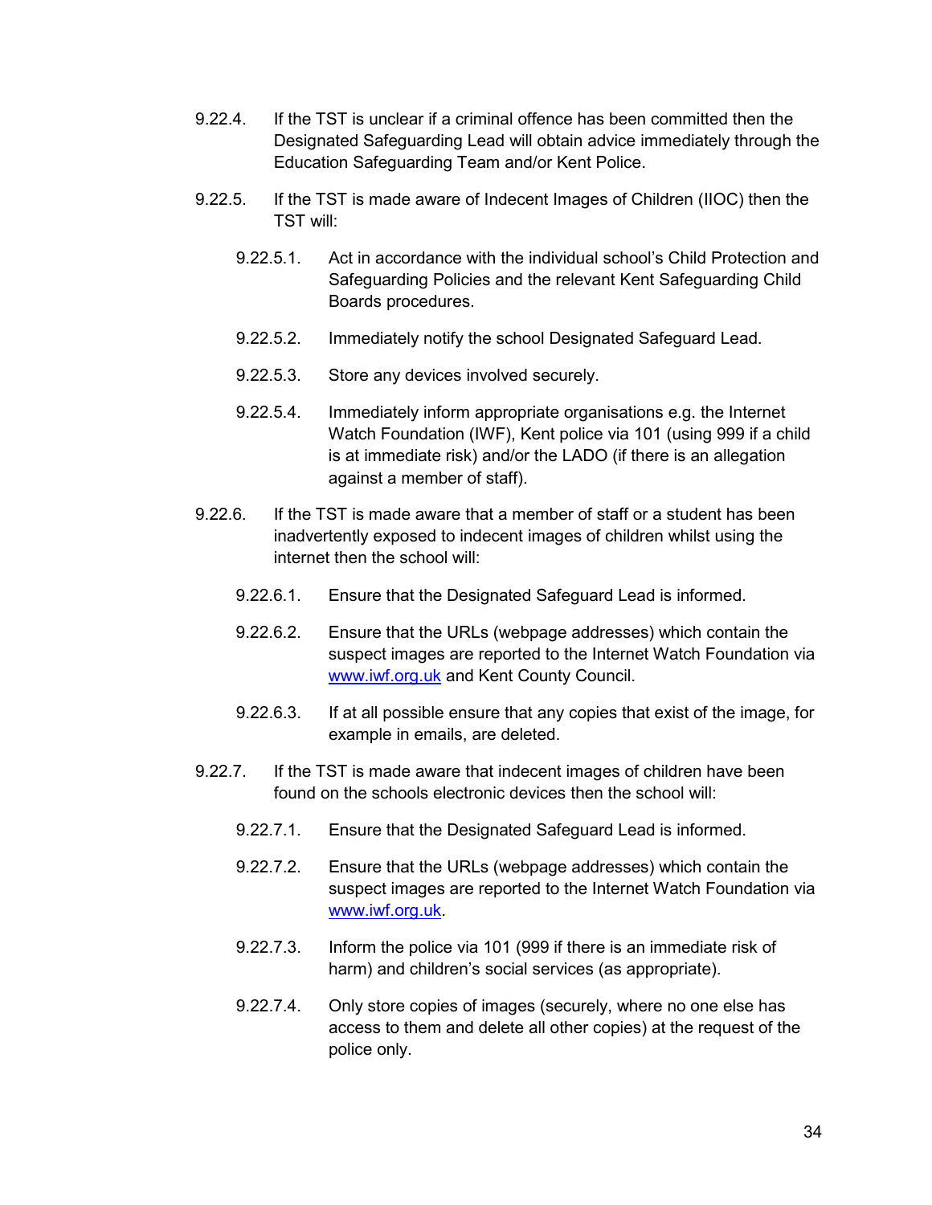9.22.4. If the TST is unclear if a criminal offence has been committed then the Designated Safeguarding Lead will obtain advice immediately through the Education Safeguarding Team and/or Kent Police.

9.22.5. If the TST is made aware of Indecent Images of Children (IIOC) then the TST will:

- 9.22.5.1. Act in accordance with the individual school's Child Protection and Safeguarding Policies and the relevant Kent Safeguarding Child Boards procedures.
- 9.22.5.2. Immediately notify the school Designated Safeguard Lead.
- 9.22.5.3. Store any devices involved securely.
- 9.22.5.4. Immediately inform appropriate organisations e.g. the Internet Watch Foundation (IWF), Kent police via 101 (using 999 if a child is at immediate risk) and/or the LADO (if there is an allegation against a member of staff).

9.22.6. If the TST is made aware that a member of staff or a student has been inadvertently exposed to indecent images of children whilst using the internet then the school will:

- 9.22.6.1. Ensure that the Designated Safeguard Lead is informed.
- 9.22.6.2. Ensure that the URLs (webpage addresses) which contain the suspect images are reported to the Internet Watch Foundation via [www.iwf.org.uk](http://www.iwf.org.uk) and Kent County Council.
- 9.22.6.3. If at all possible ensure that any copies that exist of the image, for example in emails, are deleted.

9.22.7. If the TST is made aware that indecent images of children have been found on the schools electronic devices then the school will:

- 9.22.7.1. Ensure that the Designated Safeguard Lead is informed.
- 9.22.7.2. Ensure that the URLs (webpage addresses) which contain the suspect images are reported to the Internet Watch Foundation via [www.iwf.org.uk](http://www.iwf.org.uk).
- 9.22.7.3. Inform the police via 101 (999 if there is an immediate risk of harm) and children's social services (as appropriate).
- 9.22.7.4. Only store copies of images (securely, where no one else has access to them and delete all other copies) at the request of the police only.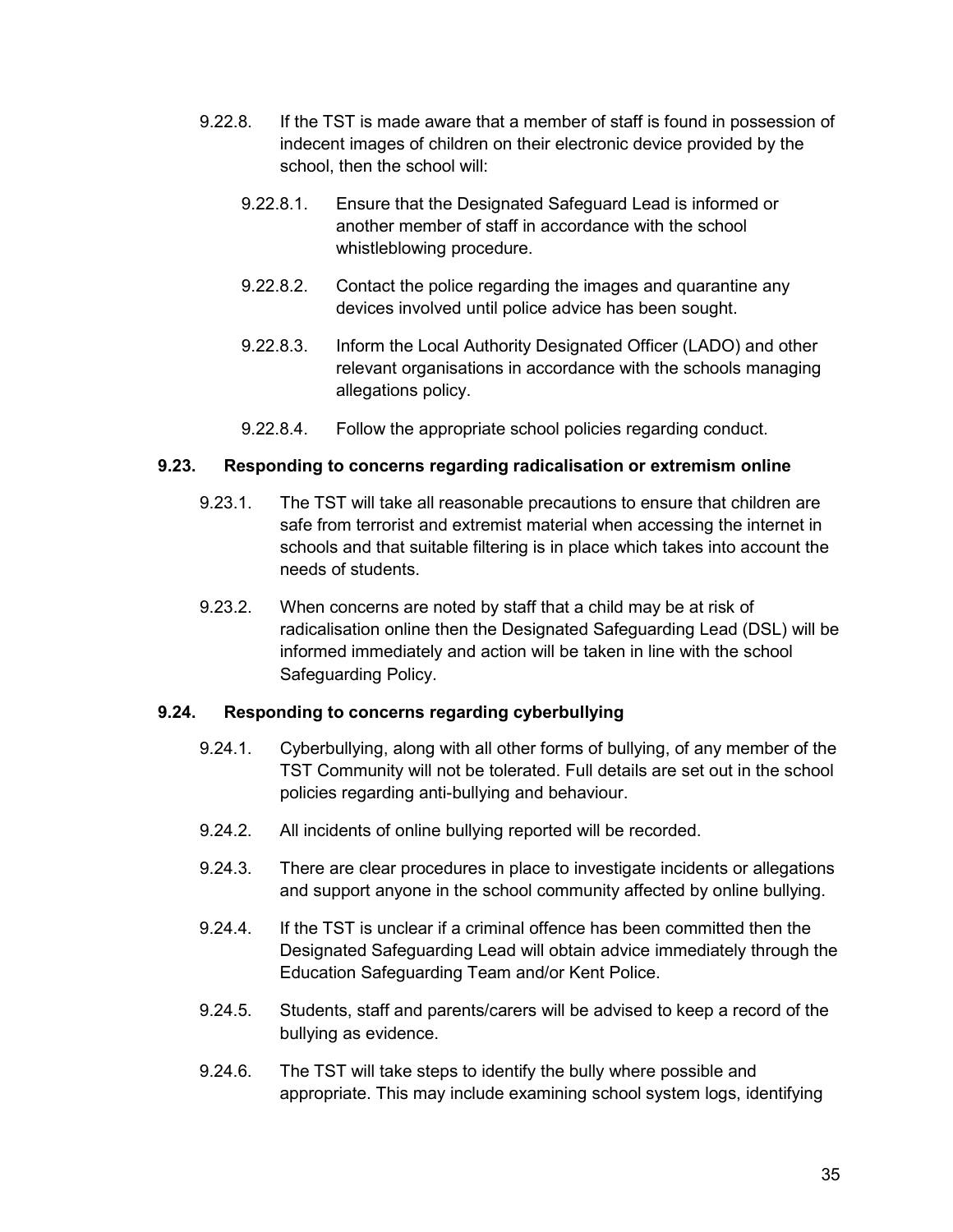9.22.8. If the TST is made aware that a member of staff is found in possession of indecent images of children on their electronic device provided by the school, then the school will:

9.22.8.1. Ensure that the Designated Safeguard Lead is informed or another member of staff in accordance with the school whistleblowing procedure.

9.22.8.2. Contact the police regarding the images and quarantine any devices involved until police advice has been sought.

9.22.8.3. Inform the Local Authority Designated Officer (LADO) and other relevant organisations in accordance with the schools managing allegations policy.

9.22.8.4. Follow the appropriate school policies regarding conduct.

### 9.23. Responding to concerns regarding radicalisation or extremism online

9.23.1. The TST will take all reasonable precautions to ensure that children are safe from terrorist and extremist material when accessing the internet in schools and that suitable filtering is in place which takes into account the needs of students.

9.23.2. When concerns are noted by staff that a child may be at risk of radicalisation online then the Designated Safeguarding Lead (DSL) will be informed immediately and action will be taken in line with the school Safeguarding Policy.

### 9.24. Responding to concerns regarding cyberbullying

9.24.1. Cyberbullying, along with all other forms of bullying, of any member of the TST Community will not be tolerated. Full details are set out in the school policies regarding anti-bullying and behaviour.

9.24.2. All incidents of online bullying reported will be recorded.

9.24.3. There are clear procedures in place to investigate incidents or allegations and support anyone in the school community affected by online bullying.

9.24.4. If the TST is unclear if a criminal offence has been committed then the Designated Safeguarding Lead will obtain advice immediately through the Education Safeguarding Team and/or Kent Police.

9.24.5. Students, staff and parents/carers will be advised to keep a record of the bullying as evidence.

9.24.6. The TST will take steps to identify the bully where possible and appropriate. This may include examining school system logs, identifying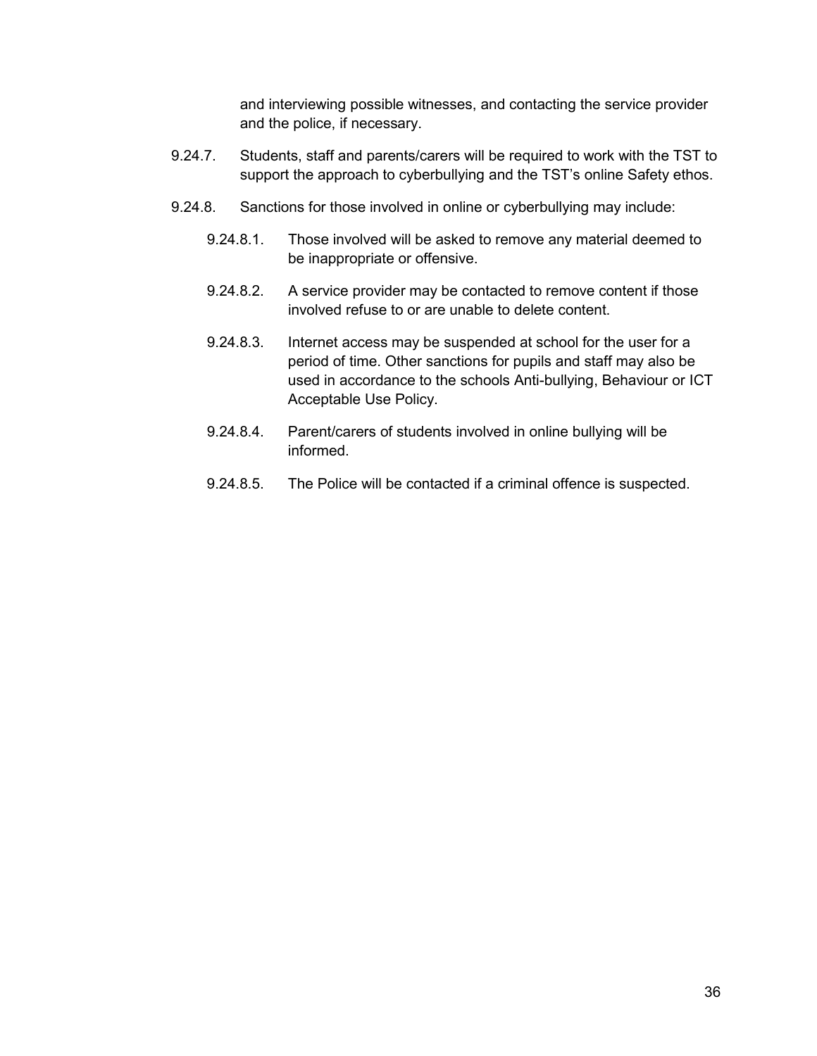and interviewing possible witnesses, and contacting the service provider and the police, if necessary.

9.24.7. Students, staff and parents/carers will be required to work with the TST to support the approach to cyberbullying and the TST's online Safety ethos.

9.24.8. Sanctions for those involved in online or cyberbullying may include:

- 9.24.8.1. Those involved will be asked to remove any material deemed to be inappropriate or offensive.
- 9.24.8.2. A service provider may be contacted to remove content if those involved refuse to or are unable to delete content.
- 9.24.8.3. Internet access may be suspended at school for the user for a period of time. Other sanctions for pupils and staff may also be used in accordance to the schools Anti-bullying, Behaviour or ICT Acceptable Use Policy.
- 9.24.8.4. Parent/carers of students involved in online bullying will be informed.
- 9.24.8.5. The Police will be contacted if a criminal offence is suspected.